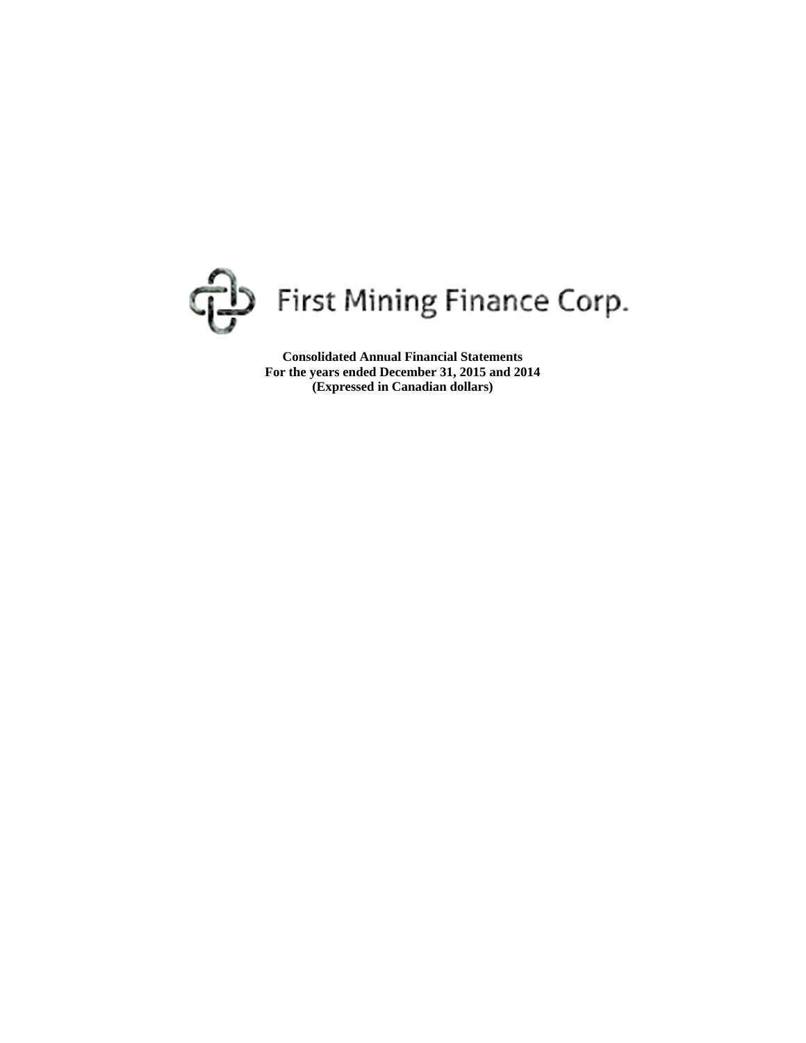# First Mining Finance Corp.

**Consolidated Annual Financial Statements**
**For the years ended December 31, 2015 and 2014**
**(Expressed in Canadian dollars)**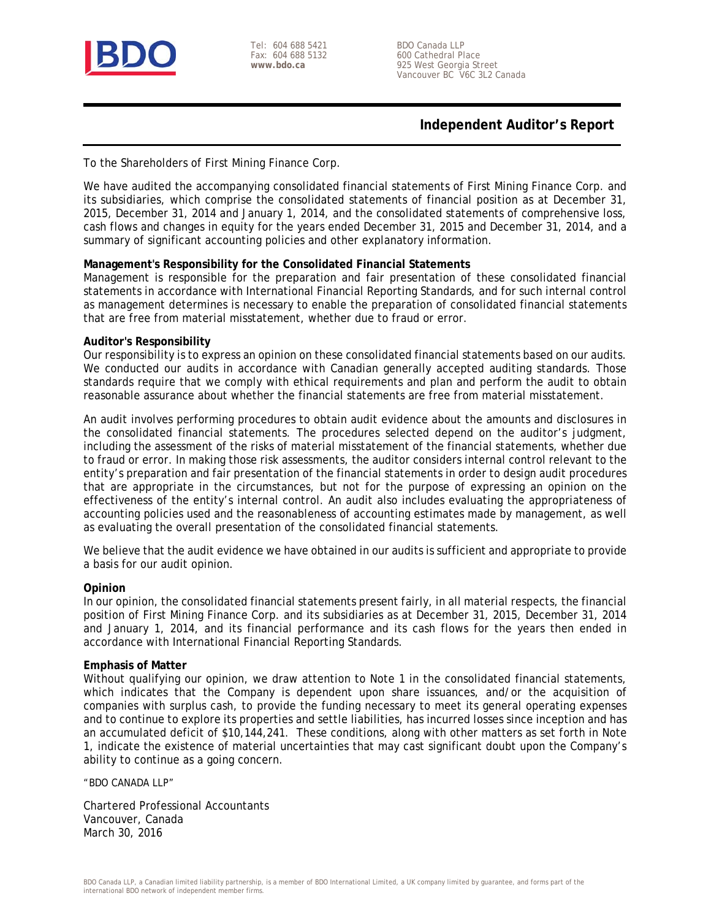BDO

Tel: 604 688 5421
Fax: 604 688 5132
**www.bdo.ca**

BDO Canada LLP
600 Cathedral Place
925 West Georgia Street
Vancouver BC V6C 3L2 Canada

## Independent Auditor's Report

To the Shareholders of First Mining Finance Corp.

We have audited the accompanying consolidated financial statements of First Mining Finance Corp. and its subsidiaries, which comprise the consolidated statements of financial position as at December 31, 2015, December 31, 2014 and January 1, 2014, and the consolidated statements of comprehensive loss, cash flows and changes in equity for the years ended December 31, 2015 and December 31, 2014, and a summary of significant accounting policies and other explanatory information.

**Management's Responsibility for the Consolidated Financial Statements**
Management is responsible for the preparation and fair presentation of these consolidated financial statements in accordance with International Financial Reporting Standards, and for such internal control as management determines is necessary to enable the preparation of consolidated financial statements that are free from material misstatement, whether due to fraud or error.

**Auditor's Responsibility**
Our responsibility is to express an opinion on these consolidated financial statements based on our audits. We conducted our audits in accordance with Canadian generally accepted auditing standards. Those standards require that we comply with ethical requirements and plan and perform the audit to obtain reasonable assurance about whether the financial statements are free from material misstatement.

An audit involves performing procedures to obtain audit evidence about the amounts and disclosures in the consolidated financial statements. The procedures selected depend on the auditor's judgment, including the assessment of the risks of material misstatement of the financial statements, whether due to fraud or error. In making those risk assessments, the auditor considers internal control relevant to the entity's preparation and fair presentation of the financial statements in order to design audit procedures that are appropriate in the circumstances, but not for the purpose of expressing an opinion on the effectiveness of the entity's internal control. An audit also includes evaluating the appropriateness of accounting policies used and the reasonableness of accounting estimates made by management, as well as evaluating the overall presentation of the consolidated financial statements.

We believe that the audit evidence we have obtained in our audits is sufficient and appropriate to provide a basis for our audit opinion.

**Opinion**
In our opinion, the consolidated financial statements present fairly, in all material respects, the financial position of First Mining Finance Corp. and its subsidiaries as at December 31, 2015, December 31, 2014 and January 1, 2014, and its financial performance and its cash flows for the years then ended in accordance with International Financial Reporting Standards.

**Emphasis of Matter**
Without qualifying our opinion, we draw attention to Note 1 in the consolidated financial statements, which indicates that the Company is dependent upon share issuances, and/or the acquisition of companies with surplus cash, to provide the funding necessary to meet its general operating expenses and to continue to explore its properties and settle liabilities, has incurred losses since inception and has an accumulated deficit of $10,144,241. These conditions, along with other matters as set forth in Note 1, indicate the existence of material uncertainties that may cast significant doubt upon the Company's ability to continue as a going concern.

"BDO CANADA LLP"

Chartered Professional Accountants
Vancouver, Canada
March 30, 2016

BDO Canada LLP, a Canadian limited liability partnership, is a member of BDO International Limited, a UK company limited by guarantee, and forms part of the international BDO network of independent member firms.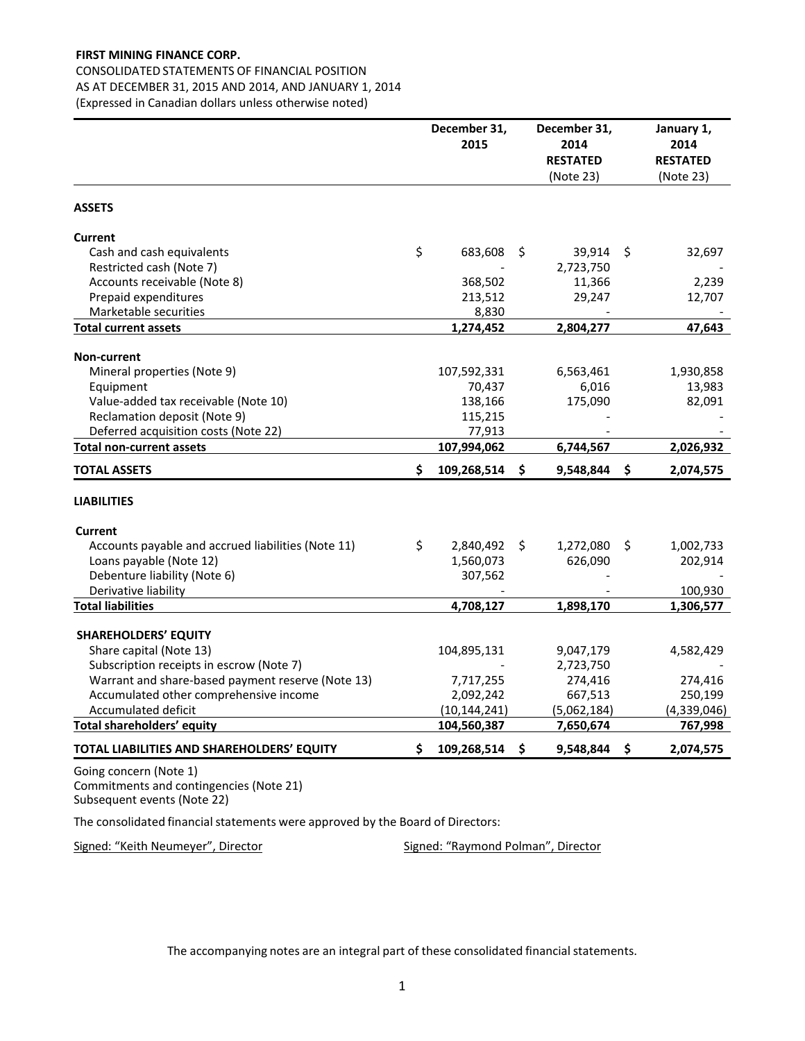**FIRST MINING FINANCE CORP.**

CONSOLIDATED STATEMENTS OF FINANCIAL POSITION

AS AT DECEMBER 31, 2015 AND 2014, AND JANUARY 1, 2014

(Expressed in Canadian dollars unless otherwise noted)

| | December 31, 2015 | December 31, 2014 RESTATED (Note 23) | January 1, 2014 RESTATED (Note 23) |
|---|---|---|---|
| **ASSETS** | | | |
| **Current** | | | |
| Cash and cash equivalents | $ 683,608 | $ 39,914 | $ 32,697 |
| Restricted cash (Note 7) | - | 2,723,750 | - |
| Accounts receivable (Note 8) | 368,502 | 11,366 | 2,239 |
| Prepaid expenditures | 213,512 | 29,247 | 12,707 |
| Marketable securities | 8,830 | - | - |
| **Total current assets** | **1,274,452** | **2,804,277** | **47,643** |
| **Non-current** | | | |
| Mineral properties (Note 9) | 107,592,331 | 6,563,461 | 1,930,858 |
| Equipment | 70,437 | 6,016 | 13,983 |
| Value-added tax receivable (Note 10) | 138,166 | 175,090 | 82,091 |
| Reclamation deposit (Note 9) | 115,215 | - | - |
| Deferred acquisition costs (Note 22) | 77,913 | - | - |
| **Total non-current assets** | **107,994,062** | **6,744,567** | **2,026,932** |
| **TOTAL ASSETS** | **$ 109,268,514** | **$ 9,548,844** | **$ 2,074,575** |
| **LIABILITIES** | | | |
| **Current** | | | |
| Accounts payable and accrued liabilities (Note 11) | $ 2,840,492 | $ 1,272,080 | $ 1,002,733 |
| Loans payable (Note 12) | 1,560,073 | 626,090 | 202,914 |
| Debenture liability (Note 6) | 307,562 | - | - |
| Derivative liability | - | - | 100,930 |
| **Total liabilities** | **4,708,127** | **1,898,170** | **1,306,577** |
| **SHAREHOLDERS' EQUITY** | | | |
| Share capital (Note 13) | 104,895,131 | 9,047,179 | 4,582,429 |
| Subscription receipts in escrow (Note 7) | - | 2,723,750 | - |
| Warrant and share-based payment reserve (Note 13) | 7,717,255 | 274,416 | 274,416 |
| Accumulated other comprehensive income | 2,092,242 | 667,513 | 250,199 |
| Accumulated deficit | (10,144,241) | (5,062,184) | (4,339,046) |
| **Total shareholders' equity** | **104,560,387** | **7,650,674** | **767,998** |
| **TOTAL LIABILITIES AND SHAREHOLDERS' EQUITY** | **$ 109,268,514** | **$ 9,548,844** | **$ 2,074,575** |

Going concern (Note 1)

Commitments and contingencies (Note 21)

Subsequent events (Note 22)

The consolidated financial statements were approved by the Board of Directors:

Signed: "Keith Neumeyer", Director

Signed: "Raymond Polman", Director

The accompanying notes are an integral part of these consolidated financial statements.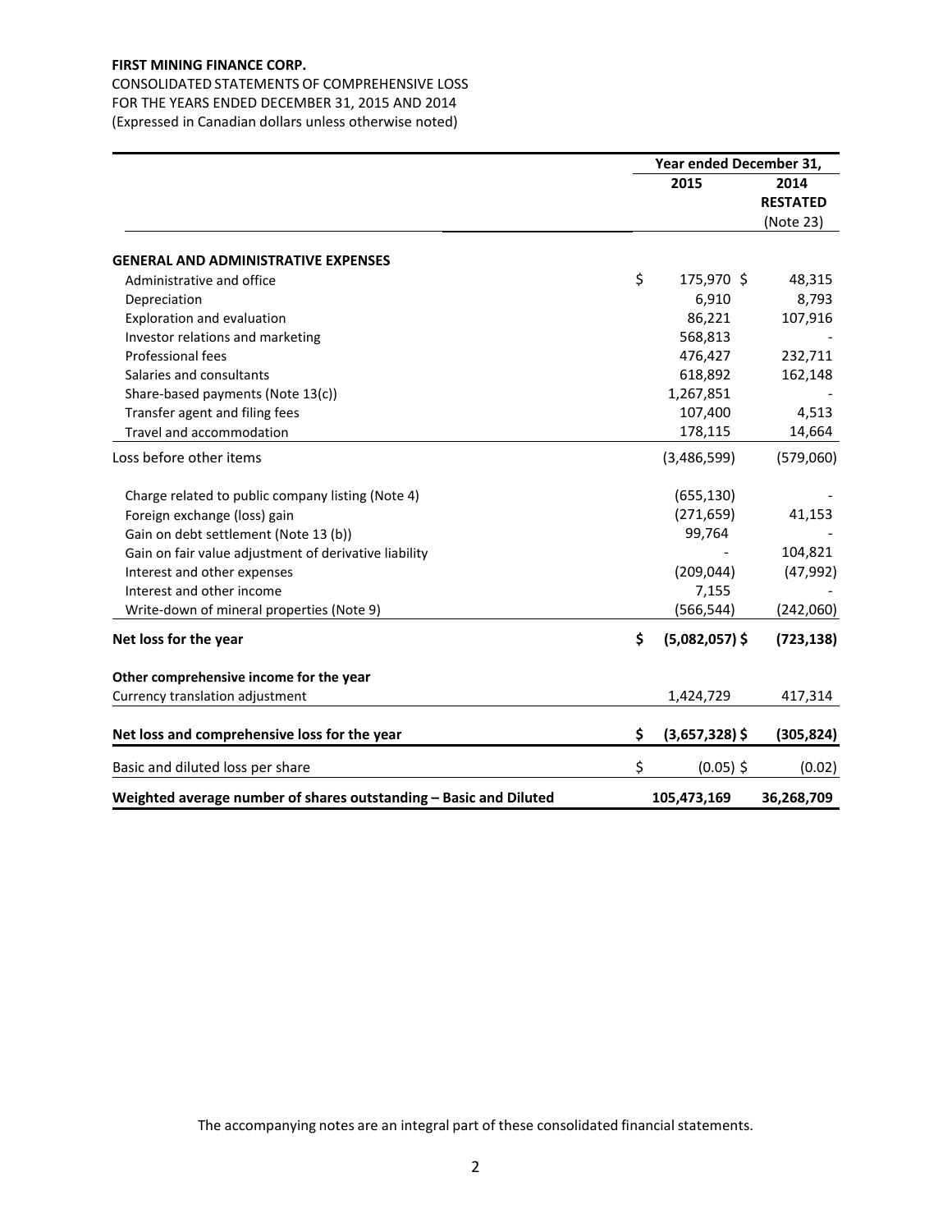**FIRST MINING FINANCE CORP.**

CONSOLIDATED STATEMENTS OF COMPREHENSIVE LOSS
FOR THE YEARS ENDED DECEMBER 31, 2015 AND 2014
(Expressed in Canadian dollars unless otherwise noted)

| | Year ended December 31, | |
|---|---|---|
| | 2015 | 2014 RESTATED (Note 23) |
| **GENERAL AND ADMINISTRATIVE EXPENSES** | | |
| Administrative and office | $ 175,970 | $ 48,315 |
| Depreciation | 6,910 | 8,793 |
| Exploration and evaluation | 86,221 | 107,916 |
| Investor relations and marketing | 568,813 | - |
| Professional fees | 476,427 | 232,711 |
| Salaries and consultants | 618,892 | 162,148 |
| Share-based payments (Note 13(c)) | 1,267,851 | - |
| Transfer agent and filing fees | 107,400 | 4,513 |
| Travel and accommodation | 178,115 | 14,664 |
| Loss before other items | (3,486,599) | (579,060) |
| Charge related to public company listing (Note 4) | (655,130) | - |
| Foreign exchange (loss) gain | (271,659) | 41,153 |
| Gain on debt settlement (Note 13 (b)) | 99,764 | - |
| Gain on fair value adjustment of derivative liability | - | 104,821 |
| Interest and other expenses | (209,044) | (47,992) |
| Interest and other income | 7,155 | - |
| Write-down of mineral properties (Note 9) | (566,544) | (242,060) |
| **Net loss for the year** | **$ (5,082,057)** | **$ (723,138)** |
| **Other comprehensive income for the year** | | |
| Currency translation adjustment | 1,424,729 | 417,314 |
| **Net loss and comprehensive loss for the year** | **$ (3,657,328)** | **$ (305,824)** |
| Basic and diluted loss per share | $ (0.05) | $ (0.02) |
| **Weighted average number of shares outstanding – Basic and Diluted** | **105,473,169** | **36,268,709** |

The accompanying notes are an integral part of these consolidated financial statements.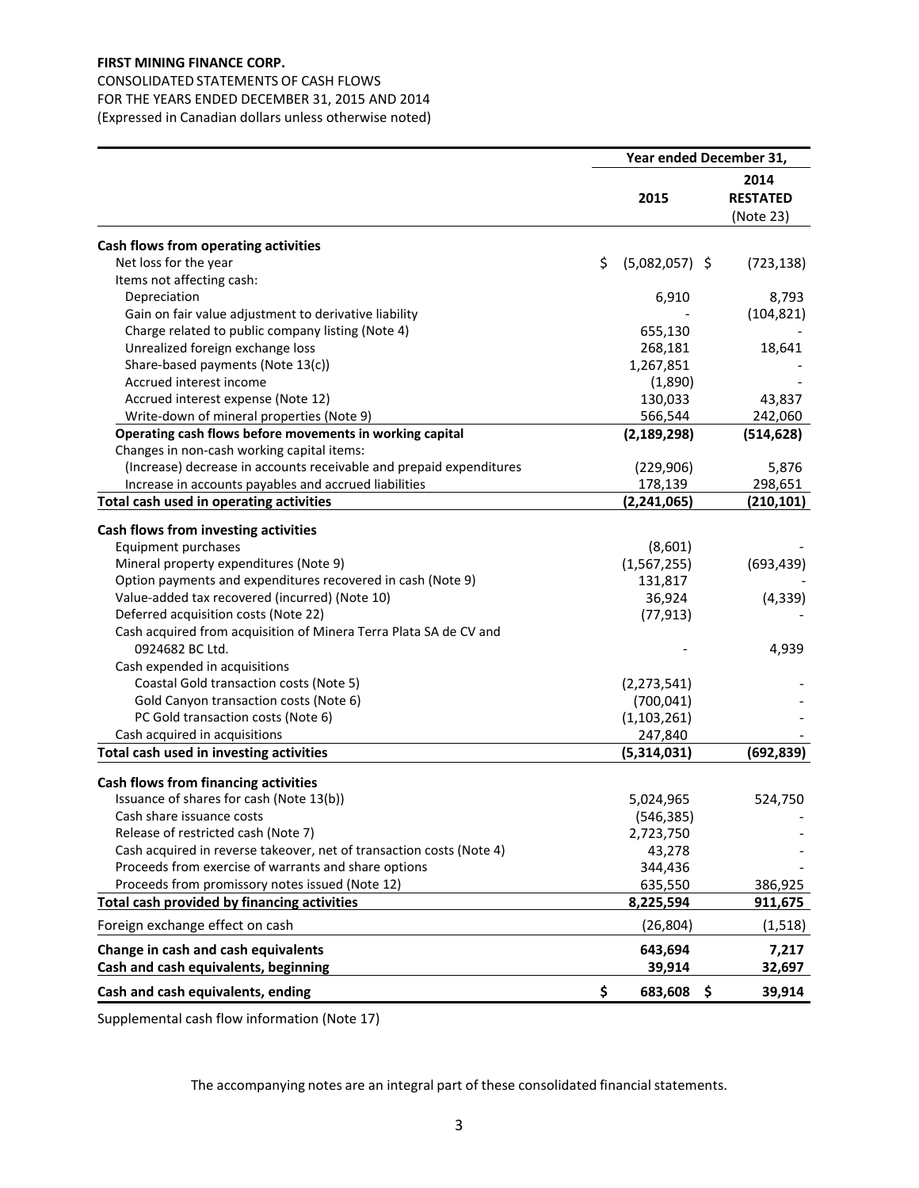**FIRST MINING FINANCE CORP.**

CONSOLIDATED STATEMENTS OF CASH FLOWS

FOR THE YEARS ENDED DECEMBER 31, 2015 AND 2014

(Expressed in Canadian dollars unless otherwise noted)

| | Year ended December 31, | |
|---|---|---|
| | 2015 | 2014 RESTATED (Note 23) |
| **Cash flows from operating activities** | | |
| Net loss for the year | $ (5,082,057) | $ (723,138) |
| Items not affecting cash: | | |
| Depreciation | 6,910 | 8,793 |
| Gain on fair value adjustment to derivative liability | - | (104,821) |
| Charge related to public company listing (Note 4) | 655,130 | - |
| Unrealized foreign exchange loss | 268,181 | 18,641 |
| Share-based payments (Note 13(c)) | 1,267,851 | - |
| Accrued interest income | (1,890) | - |
| Accrued interest expense (Note 12) | 130,033 | 43,837 |
| Write-down of mineral properties (Note 9) | 566,544 | 242,060 |
| **Operating cash flows before movements in working capital** | **(2,189,298)** | **(514,628)** |
| Changes in non-cash working capital items: | | |
| (Increase) decrease in accounts receivable and prepaid expenditures | (229,906) | 5,876 |
| Increase in accounts payables and accrued liabilities | 178,139 | 298,651 |
| **Total cash used in operating activities** | **(2,241,065)** | **(210,101)** |
| **Cash flows from investing activities** | | |
| Equipment purchases | (8,601) | - |
| Mineral property expenditures (Note 9) | (1,567,255) | (693,439) |
| Option payments and expenditures recovered in cash (Note 9) | 131,817 | - |
| Value-added tax recovered (incurred) (Note 10) | 36,924 | (4,339) |
| Deferred acquisition costs (Note 22) | (77,913) | - |
| Cash acquired from acquisition of Minera Terra Plata SA de CV and 0924682 BC Ltd. | - | 4,939 |
| Cash expended in acquisitions | | |
| Coastal Gold transaction costs (Note 5) | (2,273,541) | - |
| Gold Canyon transaction costs (Note 6) | (700,041) | - |
| PC Gold transaction costs (Note 6) | (1,103,261) | - |
| Cash acquired in acquisitions | 247,840 | - |
| **Total cash used in investing activities** | **(5,314,031)** | **(692,839)** |
| **Cash flows from financing activities** | | |
| Issuance of shares for cash (Note 13(b)) | 5,024,965 | 524,750 |
| Cash share issuance costs | (546,385) | - |
| Release of restricted cash (Note 7) | 2,723,750 | - |
| Cash acquired in reverse takeover, net of transaction costs (Note 4) | 43,278 | - |
| Proceeds from exercise of warrants and share options | 344,436 | - |
| Proceeds from promissory notes issued (Note 12) | 635,550 | 386,925 |
| **Total cash provided by financing activities** | **8,225,594** | **911,675** |
| Foreign exchange effect on cash | (26,804) | (1,518) |
| **Change in cash and cash equivalents** | **643,694** | **7,217** |
| **Cash and cash equivalents, beginning** | **39,914** | **32,697** |
| **Cash and cash equivalents, ending** | **$ 683,608** | **$ 39,914** |

Supplemental cash flow information (Note 17)

The accompanying notes are an integral part of these consolidated financial statements.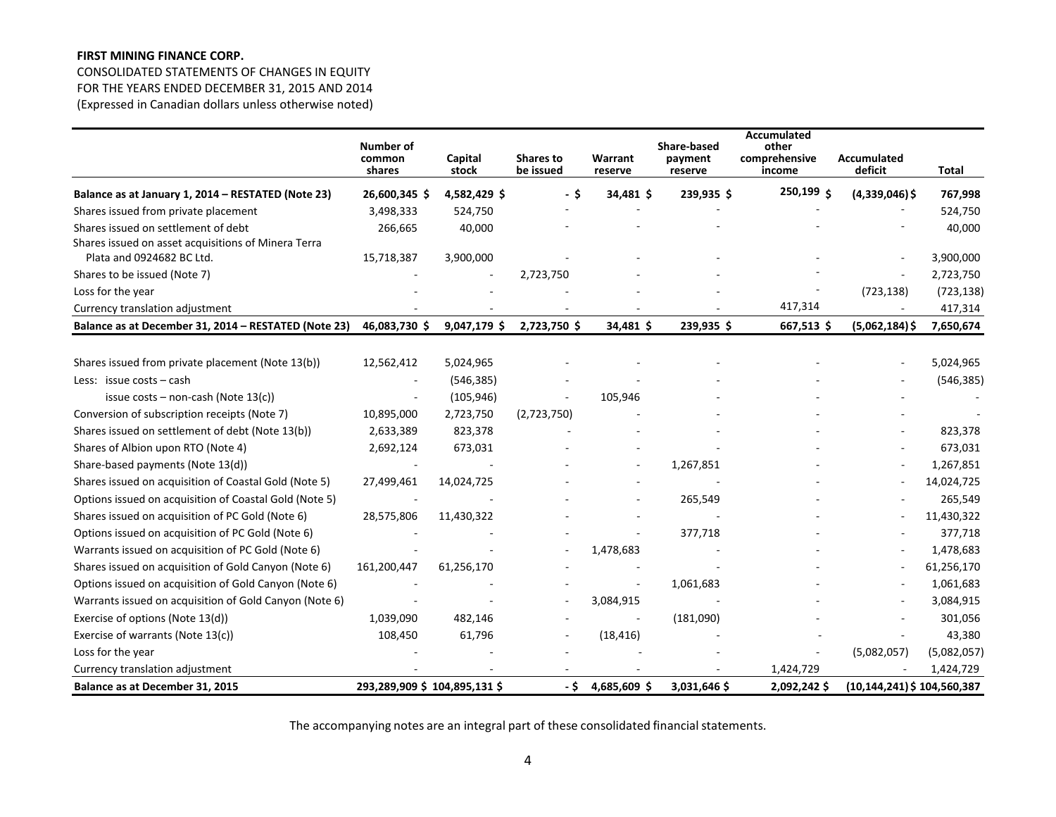**FIRST MINING FINANCE CORP.**

CONSOLIDATED STATEMENTS OF CHANGES IN EQUITY
FOR THE YEARS ENDED DECEMBER 31, 2015 AND 2014
(Expressed in Canadian dollars unless otherwise noted)

| | Number of common shares | Capital stock | Shares to be issued | Warrant reserve | Share-based payment reserve | Accumulated other comprehensive income | Accumulated deficit | Total |
|---|---|---|---|---|---|---|---|---|
| **Balance as at January 1, 2014 – RESTATED (Note 23)** | **26,600,345 $** | **4,582,429 $** | **- $** | **34,481 $** | **239,935 $** | **250,199 $** | **(4,339,046) $** | **767,998** |
| Shares issued from private placement | 3,498,333 | 524,750 | - | - | - | - | - | 524,750 |
| Shares issued on settlement of debt | 266,665 | 40,000 | - | - | - | - | - | 40,000 |
| Shares issued on asset acquisitions of Minera Terra Plata and 0924682 BC Ltd. | 15,718,387 | 3,900,000 | - | - | - | - | - | 3,900,000 |
| Shares to be issued (Note 7) | - | - | 2,723,750 | - | - | - | - | 2,723,750 |
| Loss for the year | - | - | - | - | - | - | (723,138) | (723,138) |
| Currency translation adjustment | - | - | - | - | - | 417,314 | - | 417,314 |
| **Balance as at December 31, 2014 – RESTATED (Note 23)** | **46,083,730 $** | **9,047,179 $** | **2,723,750 $** | **34,481 $** | **239,935 $** | **667,513 $** | **(5,062,184) $** | **7,650,674** |
| | | | | | | | | |
| Shares issued from private placement (Note 13(b)) | 12,562,412 | 5,024,965 | - | - | - | - | - | 5,024,965 |
| Less: issue costs – cash | - | (546,385) | - | - | - | - | - | (546,385) |
| issue costs – non-cash (Note 13(c)) | - | (105,946) | - | 105,946 | - | - | - | - |
| Conversion of subscription receipts (Note 7) | 10,895,000 | 2,723,750 | (2,723,750) | - | - | - | - | - |
| Shares issued on settlement of debt (Note 13(b)) | 2,633,389 | 823,378 | - | - | - | - | - | 823,378 |
| Shares of Albion upon RTO (Note 4) | 2,692,124 | 673,031 | - | - | - | - | - | 673,031 |
| Share-based payments (Note 13(d)) | - | - | - | - | 1,267,851 | - | - | 1,267,851 |
| Shares issued on acquisition of Coastal Gold (Note 5) | 27,499,461 | 14,024,725 | - | - | - | - | - | 14,024,725 |
| Options issued on acquisition of Coastal Gold (Note 5) | - | - | - | - | 265,549 | - | - | 265,549 |
| Shares issued on acquisition of PC Gold (Note 6) | 28,575,806 | 11,430,322 | - | - | - | - | - | 11,430,322 |
| Options issued on acquisition of PC Gold (Note 6) | - | - | - | - | 377,718 | - | - | 377,718 |
| Warrants issued on acquisition of PC Gold (Note 6) | - | - | - | 1,478,683 | - | - | - | 1,478,683 |
| Shares issued on acquisition of Gold Canyon (Note 6) | 161,200,447 | 61,256,170 | - | - | - | - | - | 61,256,170 |
| Options issued on acquisition of Gold Canyon (Note 6) | - | - | - | - | 1,061,683 | - | - | 1,061,683 |
| Warrants issued on acquisition of Gold Canyon (Note 6) | - | - | - | 3,084,915 | - | - | - | 3,084,915 |
| Exercise of options (Note 13(d)) | 1,039,090 | 482,146 | - | - | (181,090) | - | - | 301,056 |
| Exercise of warrants (Note 13(c)) | 108,450 | 61,796 | - | (18,416) | - | - | - | 43,380 |
| Loss for the year | - | - | - | - | - | - | (5,082,057) | (5,082,057) |
| Currency translation adjustment | - | - | - | - | - | 1,424,729 | - | 1,424,729 |
| **Balance as at December 31, 2015** | **293,289,909 $** | **104,895,131 $** | **- $** | **4,685,609 $** | **3,031,646 $** | **2,092,242 $** | **(10,144,241) $** | **104,560,387** |

The accompanying notes are an integral part of these consolidated financial statements.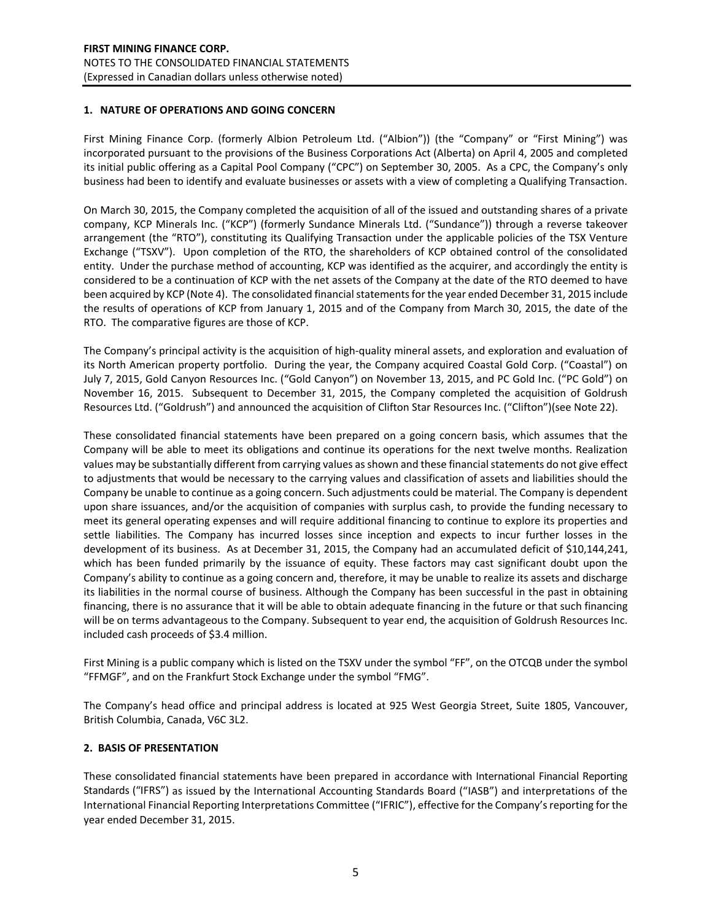## 1. NATURE OF OPERATIONS AND GOING CONCERN

First Mining Finance Corp. (formerly Albion Petroleum Ltd. ("Albion")) (the "Company" or "First Mining") was incorporated pursuant to the provisions of the Business Corporations Act (Alberta) on April 4, 2005 and completed its initial public offering as a Capital Pool Company ("CPC") on September 30, 2005. As a CPC, the Company's only business had been to identify and evaluate businesses or assets with a view of completing a Qualifying Transaction.

On March 30, 2015, the Company completed the acquisition of all of the issued and outstanding shares of a private company, KCP Minerals Inc. ("KCP") (formerly Sundance Minerals Ltd. ("Sundance")) through a reverse takeover arrangement (the "RTO"), constituting its Qualifying Transaction under the applicable policies of the TSX Venture Exchange ("TSXV"). Upon completion of the RTO, the shareholders of KCP obtained control of the consolidated entity. Under the purchase method of accounting, KCP was identified as the acquirer, and accordingly the entity is considered to be a continuation of KCP with the net assets of the Company at the date of the RTO deemed to have been acquired by KCP (Note 4). The consolidated financial statements for the year ended December 31, 2015 include the results of operations of KCP from January 1, 2015 and of the Company from March 30, 2015, the date of the RTO. The comparative figures are those of KCP.

The Company's principal activity is the acquisition of high-quality mineral assets, and exploration and evaluation of its North American property portfolio. During the year, the Company acquired Coastal Gold Corp. ("Coastal") on July 7, 2015, Gold Canyon Resources Inc. ("Gold Canyon") on November 13, 2015, and PC Gold Inc. ("PC Gold") on November 16, 2015. Subsequent to December 31, 2015, the Company completed the acquisition of Goldrush Resources Ltd. ("Goldrush") and announced the acquisition of Clifton Star Resources Inc. ("Clifton")(see Note 22).

These consolidated financial statements have been prepared on a going concern basis, which assumes that the Company will be able to meet its obligations and continue its operations for the next twelve months. Realization values may be substantially different from carrying values as shown and these financial statements do not give effect to adjustments that would be necessary to the carrying values and classification of assets and liabilities should the Company be unable to continue as a going concern. Such adjustments could be material. The Company is dependent upon share issuances, and/or the acquisition of companies with surplus cash, to provide the funding necessary to meet its general operating expenses and will require additional financing to continue to explore its properties and settle liabilities. The Company has incurred losses since inception and expects to incur further losses in the development of its business. As at December 31, 2015, the Company had an accumulated deficit of $10,144,241, which has been funded primarily by the issuance of equity. These factors may cast significant doubt upon the Company's ability to continue as a going concern and, therefore, it may be unable to realize its assets and discharge its liabilities in the normal course of business. Although the Company has been successful in the past in obtaining financing, there is no assurance that it will be able to obtain adequate financing in the future or that such financing will be on terms advantageous to the Company. Subsequent to year end, the acquisition of Goldrush Resources Inc. included cash proceeds of $3.4 million.

First Mining is a public company which is listed on the TSXV under the symbol "FF", on the OTCQB under the symbol "FFMGF", and on the Frankfurt Stock Exchange under the symbol "FMG".

The Company's head office and principal address is located at 925 West Georgia Street, Suite 1805, Vancouver, British Columbia, Canada, V6C 3L2.

## 2. BASIS OF PRESENTATION

These consolidated financial statements have been prepared in accordance with International Financial Reporting Standards ("IFRS") as issued by the International Accounting Standards Board ("IASB") and interpretations of the International Financial Reporting Interpretations Committee ("IFRIC"), effective for the Company's reporting for the year ended December 31, 2015.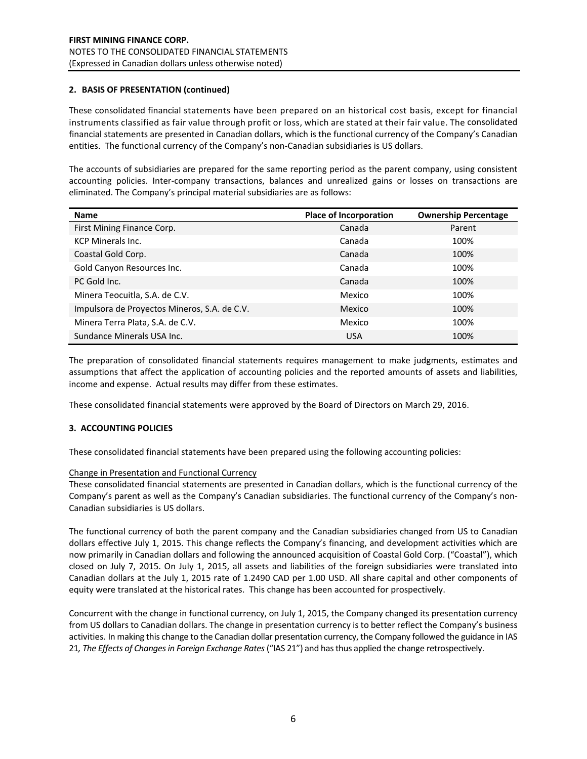**FIRST MINING FINANCE CORP.**
NOTES TO THE CONSOLIDATED FINANCIAL STATEMENTS
(Expressed in Canadian dollars unless otherwise noted)

## 2. BASIS OF PRESENTATION (continued)

These consolidated financial statements have been prepared on an historical cost basis, except for financial instruments classified as fair value through profit or loss, which are stated at their fair value. The consolidated financial statements are presented in Canadian dollars, which is the functional currency of the Company's Canadian entities. The functional currency of the Company's non-Canadian subsidiaries is US dollars.

The accounts of subsidiaries are prepared for the same reporting period as the parent company, using consistent accounting policies. Inter-company transactions, balances and unrealized gains or losses on transactions are eliminated. The Company's principal material subsidiaries are as follows:

| Name | Place of Incorporation | Ownership Percentage |
|---|---|---|
| First Mining Finance Corp. | Canada | Parent |
| KCP Minerals Inc. | Canada | 100% |
| Coastal Gold Corp. | Canada | 100% |
| Gold Canyon Resources Inc. | Canada | 100% |
| PC Gold Inc. | Canada | 100% |
| Minera Teocuitla, S.A. de C.V. | Mexico | 100% |
| Impulsora de Proyectos Mineros, S.A. de C.V. | Mexico | 100% |
| Minera Terra Plata, S.A. de C.V. | Mexico | 100% |
| Sundance Minerals USA Inc. | USA | 100% |

The preparation of consolidated financial statements requires management to make judgments, estimates and assumptions that affect the application of accounting policies and the reported amounts of assets and liabilities, income and expense. Actual results may differ from these estimates.

These consolidated financial statements were approved by the Board of Directors on March 29, 2016.

## 3. ACCOUNTING POLICIES

These consolidated financial statements have been prepared using the following accounting policies:

Change in Presentation and Functional Currency

These consolidated financial statements are presented in Canadian dollars, which is the functional currency of the Company's parent as well as the Company's Canadian subsidiaries. The functional currency of the Company's non-Canadian subsidiaries is US dollars.

The functional currency of both the parent company and the Canadian subsidiaries changed from US to Canadian dollars effective July 1, 2015. This change reflects the Company's financing, and development activities which are now primarily in Canadian dollars and following the announced acquisition of Coastal Gold Corp. ("Coastal"), which closed on July 7, 2015. On July 1, 2015, all assets and liabilities of the foreign subsidiaries were translated into Canadian dollars at the July 1, 2015 rate of 1.2490 CAD per 1.00 USD. All share capital and other components of equity were translated at the historical rates. This change has been accounted for prospectively.

Concurrent with the change in functional currency, on July 1, 2015, the Company changed its presentation currency from US dollars to Canadian dollars. The change in presentation currency is to better reflect the Company's business activities. In making this change to the Canadian dollar presentation currency, the Company followed the guidance in IAS 21*, The Effects of Changes in Foreign Exchange Rates* ("IAS 21") and has thus applied the change retrospectively.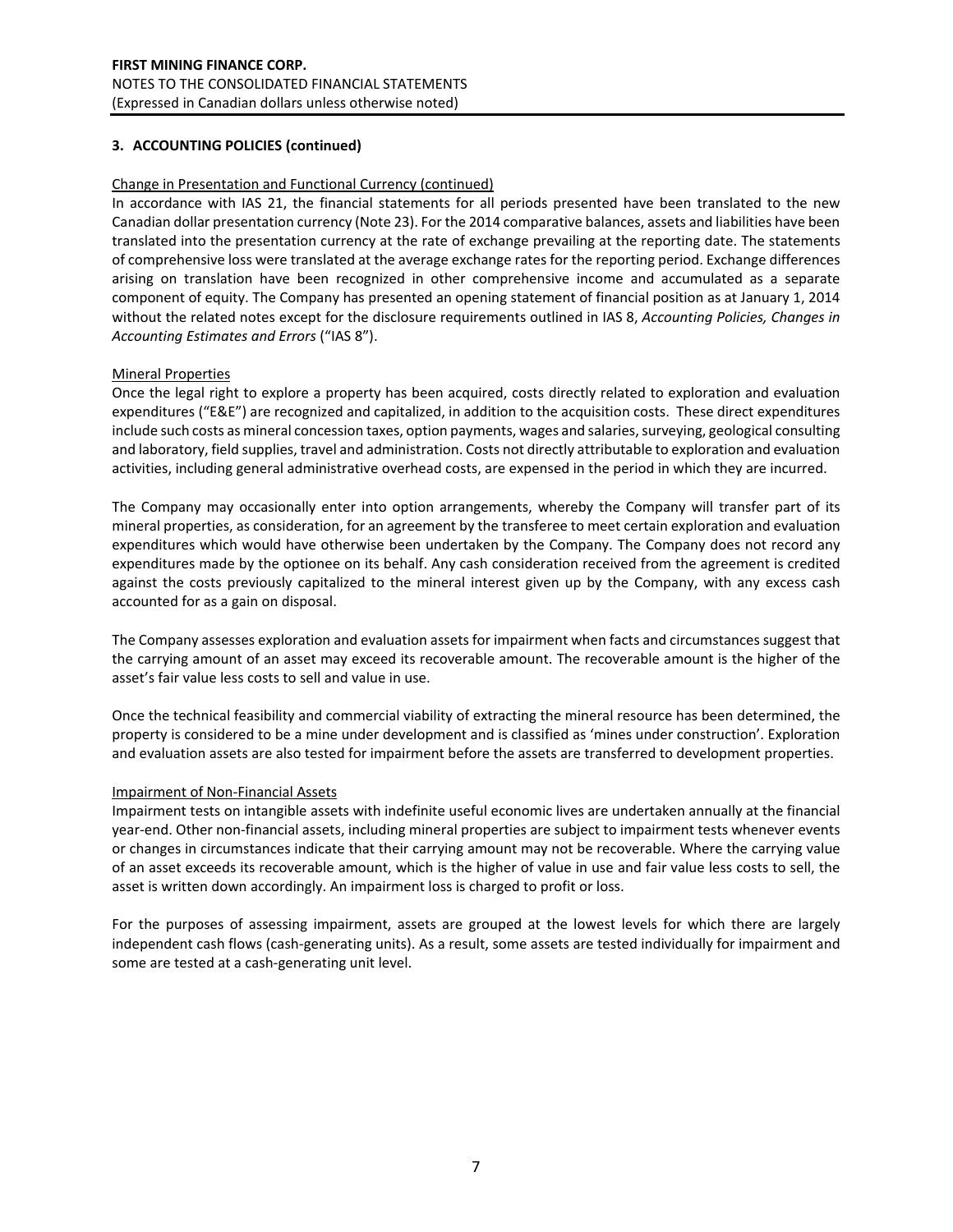## 3. ACCOUNTING POLICIES (continued)

Change in Presentation and Functional Currency (continued)

In accordance with IAS 21, the financial statements for all periods presented have been translated to the new Canadian dollar presentation currency (Note 23). For the 2014 comparative balances, assets and liabilities have been translated into the presentation currency at the rate of exchange prevailing at the reporting date. The statements of comprehensive loss were translated at the average exchange rates for the reporting period. Exchange differences arising on translation have been recognized in other comprehensive income and accumulated as a separate component of equity. The Company has presented an opening statement of financial position as at January 1, 2014 without the related notes except for the disclosure requirements outlined in IAS 8, *Accounting Policies, Changes in Accounting Estimates and Errors* ("IAS 8").

Mineral Properties

Once the legal right to explore a property has been acquired, costs directly related to exploration and evaluation expenditures ("E&E") are recognized and capitalized, in addition to the acquisition costs. These direct expenditures include such costs as mineral concession taxes, option payments, wages and salaries, surveying, geological consulting and laboratory, field supplies, travel and administration. Costs not directly attributable to exploration and evaluation activities, including general administrative overhead costs, are expensed in the period in which they are incurred.

The Company may occasionally enter into option arrangements, whereby the Company will transfer part of its mineral properties, as consideration, for an agreement by the transferee to meet certain exploration and evaluation expenditures which would have otherwise been undertaken by the Company. The Company does not record any expenditures made by the optionee on its behalf. Any cash consideration received from the agreement is credited against the costs previously capitalized to the mineral interest given up by the Company, with any excess cash accounted for as a gain on disposal.

The Company assesses exploration and evaluation assets for impairment when facts and circumstances suggest that the carrying amount of an asset may exceed its recoverable amount. The recoverable amount is the higher of the asset's fair value less costs to sell and value in use.

Once the technical feasibility and commercial viability of extracting the mineral resource has been determined, the property is considered to be a mine under development and is classified as 'mines under construction'. Exploration and evaluation assets are also tested for impairment before the assets are transferred to development properties.

Impairment of Non-Financial Assets

Impairment tests on intangible assets with indefinite useful economic lives are undertaken annually at the financial year-end. Other non-financial assets, including mineral properties are subject to impairment tests whenever events or changes in circumstances indicate that their carrying amount may not be recoverable. Where the carrying value of an asset exceeds its recoverable amount, which is the higher of value in use and fair value less costs to sell, the asset is written down accordingly. An impairment loss is charged to profit or loss.

For the purposes of assessing impairment, assets are grouped at the lowest levels for which there are largely independent cash flows (cash-generating units). As a result, some assets are tested individually for impairment and some are tested at a cash-generating unit level.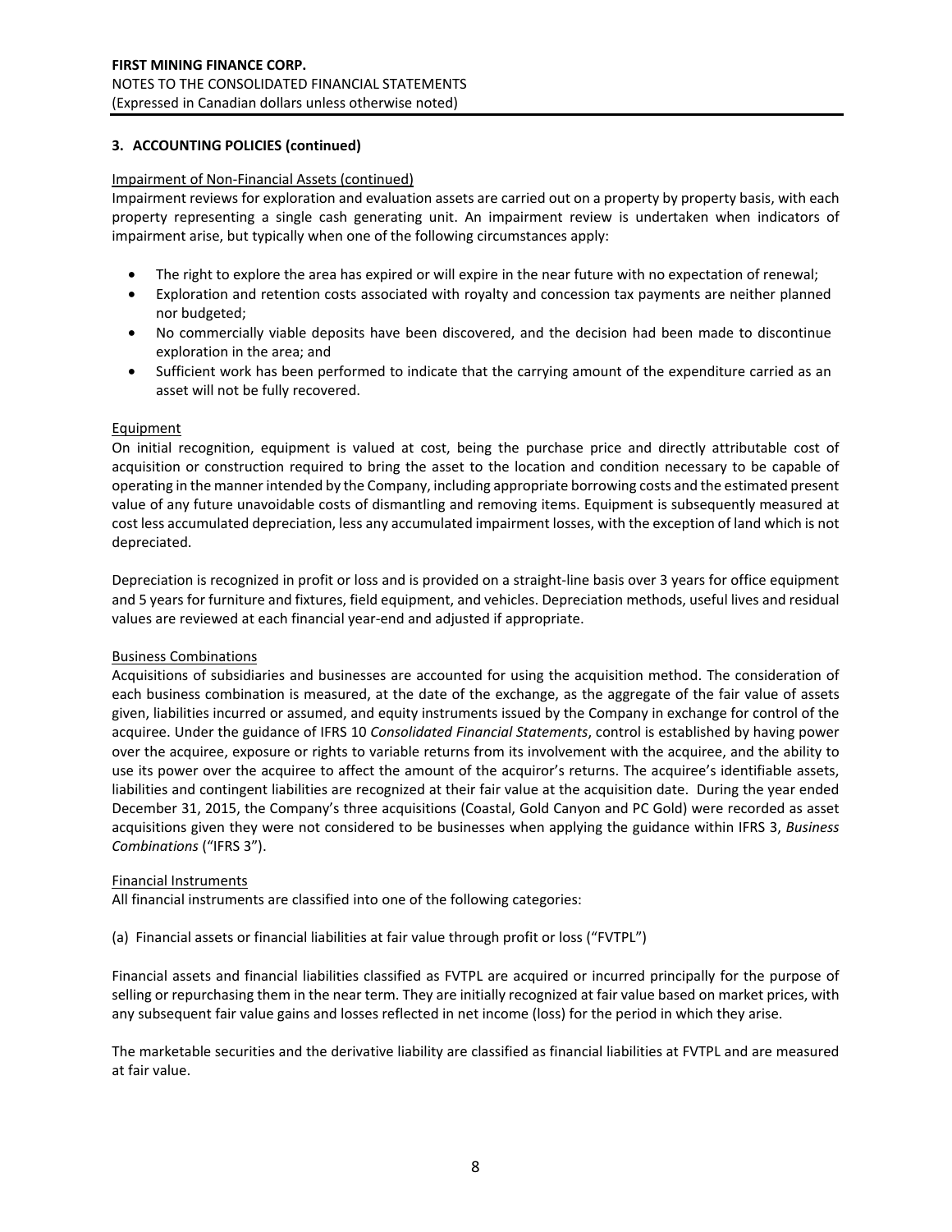## 3. ACCOUNTING POLICIES (continued)

Impairment of Non-Financial Assets (continued)

Impairment reviews for exploration and evaluation assets are carried out on a property by property basis, with each property representing a single cash generating unit. An impairment review is undertaken when indicators of impairment arise, but typically when one of the following circumstances apply:

- The right to explore the area has expired or will expire in the near future with no expectation of renewal;
- Exploration and retention costs associated with royalty and concession tax payments are neither planned nor budgeted;
- No commercially viable deposits have been discovered, and the decision had been made to discontinue exploration in the area; and
- Sufficient work has been performed to indicate that the carrying amount of the expenditure carried as an asset will not be fully recovered.

Equipment

On initial recognition, equipment is valued at cost, being the purchase price and directly attributable cost of acquisition or construction required to bring the asset to the location and condition necessary to be capable of operating in the manner intended by the Company, including appropriate borrowing costs and the estimated present value of any future unavoidable costs of dismantling and removing items. Equipment is subsequently measured at cost less accumulated depreciation, less any accumulated impairment losses, with the exception of land which is not depreciated.

Depreciation is recognized in profit or loss and is provided on a straight-line basis over 3 years for office equipment and 5 years for furniture and fixtures, field equipment, and vehicles. Depreciation methods, useful lives and residual values are reviewed at each financial year-end and adjusted if appropriate.

Business Combinations

Acquisitions of subsidiaries and businesses are accounted for using the acquisition method. The consideration of each business combination is measured, at the date of the exchange, as the aggregate of the fair value of assets given, liabilities incurred or assumed, and equity instruments issued by the Company in exchange for control of the acquiree. Under the guidance of IFRS 10 *Consolidated Financial Statements*, control is established by having power over the acquiree, exposure or rights to variable returns from its involvement with the acquiree, and the ability to use its power over the acquiree to affect the amount of the acquiror's returns. The acquiree's identifiable assets, liabilities and contingent liabilities are recognized at their fair value at the acquisition date. During the year ended December 31, 2015, the Company's three acquisitions (Coastal, Gold Canyon and PC Gold) were recorded as asset acquisitions given they were not considered to be businesses when applying the guidance within IFRS 3, *Business Combinations* ("IFRS 3").

Financial Instruments

All financial instruments are classified into one of the following categories:

(a) Financial assets or financial liabilities at fair value through profit or loss ("FVTPL")

Financial assets and financial liabilities classified as FVTPL are acquired or incurred principally for the purpose of selling or repurchasing them in the near term. They are initially recognized at fair value based on market prices, with any subsequent fair value gains and losses reflected in net income (loss) for the period in which they arise.

The marketable securities and the derivative liability are classified as financial liabilities at FVTPL and are measured at fair value.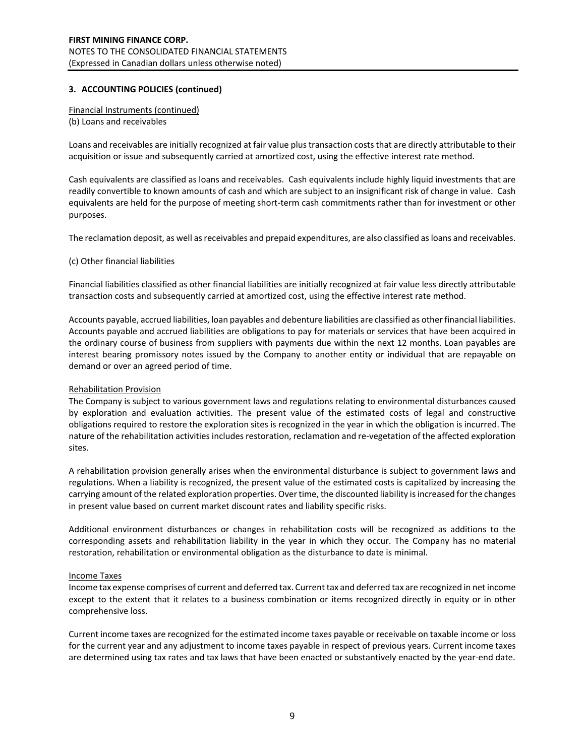### 3. ACCOUNTING POLICIES (continued)

Financial Instruments (continued)

(b) Loans and receivables

Loans and receivables are initially recognized at fair value plus transaction costs that are directly attributable to their acquisition or issue and subsequently carried at amortized cost, using the effective interest rate method.

Cash equivalents are classified as loans and receivables. Cash equivalents include highly liquid investments that are readily convertible to known amounts of cash and which are subject to an insignificant risk of change in value. Cash equivalents are held for the purpose of meeting short-term cash commitments rather than for investment or other purposes.

The reclamation deposit, as well as receivables and prepaid expenditures, are also classified as loans and receivables.

(c) Other financial liabilities

Financial liabilities classified as other financial liabilities are initially recognized at fair value less directly attributable transaction costs and subsequently carried at amortized cost, using the effective interest rate method.

Accounts payable, accrued liabilities, loan payables and debenture liabilities are classified as other financial liabilities. Accounts payable and accrued liabilities are obligations to pay for materials or services that have been acquired in the ordinary course of business from suppliers with payments due within the next 12 months. Loan payables are interest bearing promissory notes issued by the Company to another entity or individual that are repayable on demand or over an agreed period of time.

Rehabilitation Provision

The Company is subject to various government laws and regulations relating to environmental disturbances caused by exploration and evaluation activities. The present value of the estimated costs of legal and constructive obligations required to restore the exploration sites is recognized in the year in which the obligation is incurred. The nature of the rehabilitation activities includes restoration, reclamation and re-vegetation of the affected exploration sites.

A rehabilitation provision generally arises when the environmental disturbance is subject to government laws and regulations. When a liability is recognized, the present value of the estimated costs is capitalized by increasing the carrying amount of the related exploration properties. Over time, the discounted liability is increased for the changes in present value based on current market discount rates and liability specific risks.

Additional environment disturbances or changes in rehabilitation costs will be recognized as additions to the corresponding assets and rehabilitation liability in the year in which they occur. The Company has no material restoration, rehabilitation or environmental obligation as the disturbance to date is minimal.

Income Taxes

Income tax expense comprises of current and deferred tax. Current tax and deferred tax are recognized in net income except to the extent that it relates to a business combination or items recognized directly in equity or in other comprehensive loss.

Current income taxes are recognized for the estimated income taxes payable or receivable on taxable income or loss for the current year and any adjustment to income taxes payable in respect of previous years. Current income taxes are determined using tax rates and tax laws that have been enacted or substantively enacted by the year-end date.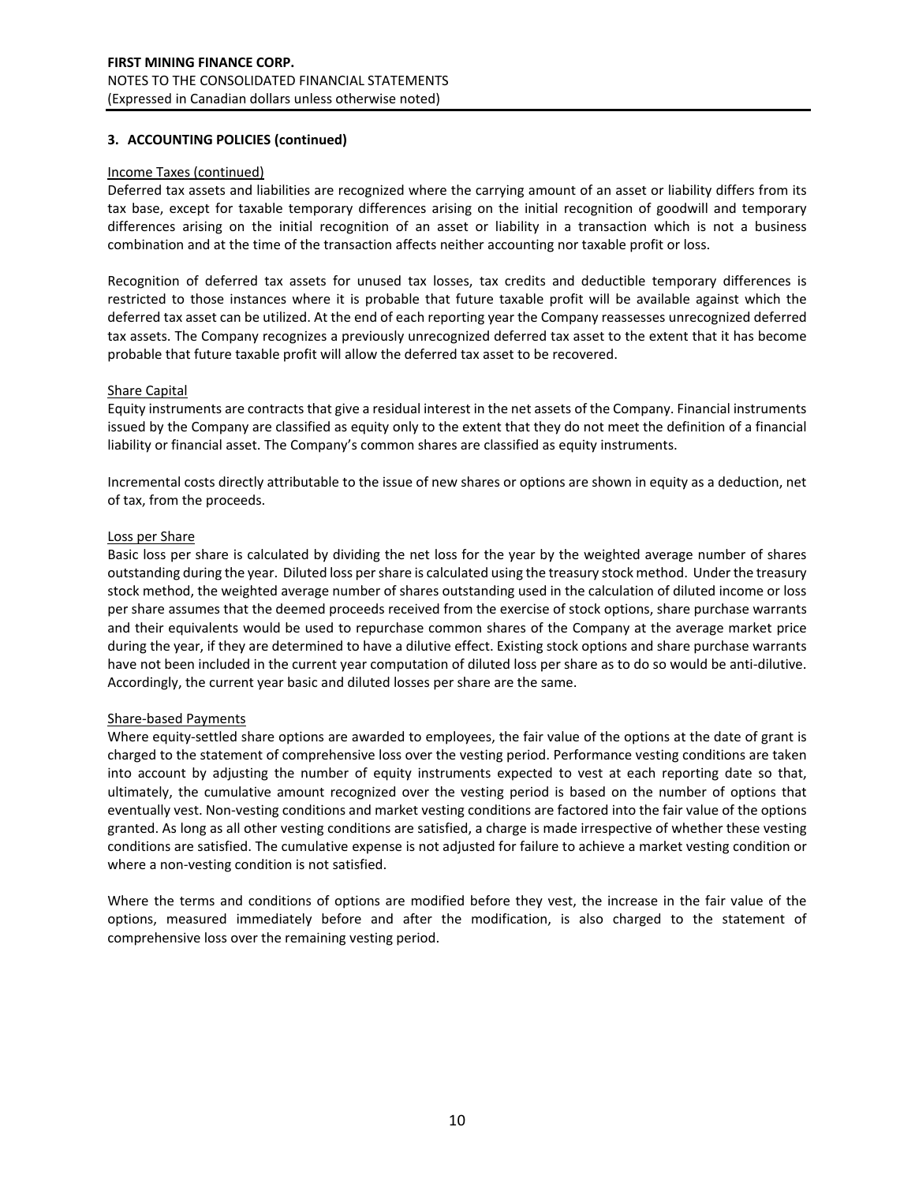## 3. ACCOUNTING POLICIES (continued)

Income Taxes (continued)

Deferred tax assets and liabilities are recognized where the carrying amount of an asset or liability differs from its tax base, except for taxable temporary differences arising on the initial recognition of goodwill and temporary differences arising on the initial recognition of an asset or liability in a transaction which is not a business combination and at the time of the transaction affects neither accounting nor taxable profit or loss.

Recognition of deferred tax assets for unused tax losses, tax credits and deductible temporary differences is restricted to those instances where it is probable that future taxable profit will be available against which the deferred tax asset can be utilized. At the end of each reporting year the Company reassesses unrecognized deferred tax assets. The Company recognizes a previously unrecognized deferred tax asset to the extent that it has become probable that future taxable profit will allow the deferred tax asset to be recovered.

Share Capital

Equity instruments are contracts that give a residual interest in the net assets of the Company. Financial instruments issued by the Company are classified as equity only to the extent that they do not meet the definition of a financial liability or financial asset. The Company's common shares are classified as equity instruments.

Incremental costs directly attributable to the issue of new shares or options are shown in equity as a deduction, net of tax, from the proceeds.

Loss per Share

Basic loss per share is calculated by dividing the net loss for the year by the weighted average number of shares outstanding during the year. Diluted loss per share is calculated using the treasury stock method. Under the treasury stock method, the weighted average number of shares outstanding used in the calculation of diluted income or loss per share assumes that the deemed proceeds received from the exercise of stock options, share purchase warrants and their equivalents would be used to repurchase common shares of the Company at the average market price during the year, if they are determined to have a dilutive effect. Existing stock options and share purchase warrants have not been included in the current year computation of diluted loss per share as to do so would be anti-dilutive. Accordingly, the current year basic and diluted losses per share are the same.

Share-based Payments

Where equity-settled share options are awarded to employees, the fair value of the options at the date of grant is charged to the statement of comprehensive loss over the vesting period. Performance vesting conditions are taken into account by adjusting the number of equity instruments expected to vest at each reporting date so that, ultimately, the cumulative amount recognized over the vesting period is based on the number of options that eventually vest. Non-vesting conditions and market vesting conditions are factored into the fair value of the options granted. As long as all other vesting conditions are satisfied, a charge is made irrespective of whether these vesting conditions are satisfied. The cumulative expense is not adjusted for failure to achieve a market vesting condition or where a non-vesting condition is not satisfied.

Where the terms and conditions of options are modified before they vest, the increase in the fair value of the options, measured immediately before and after the modification, is also charged to the statement of comprehensive loss over the remaining vesting period.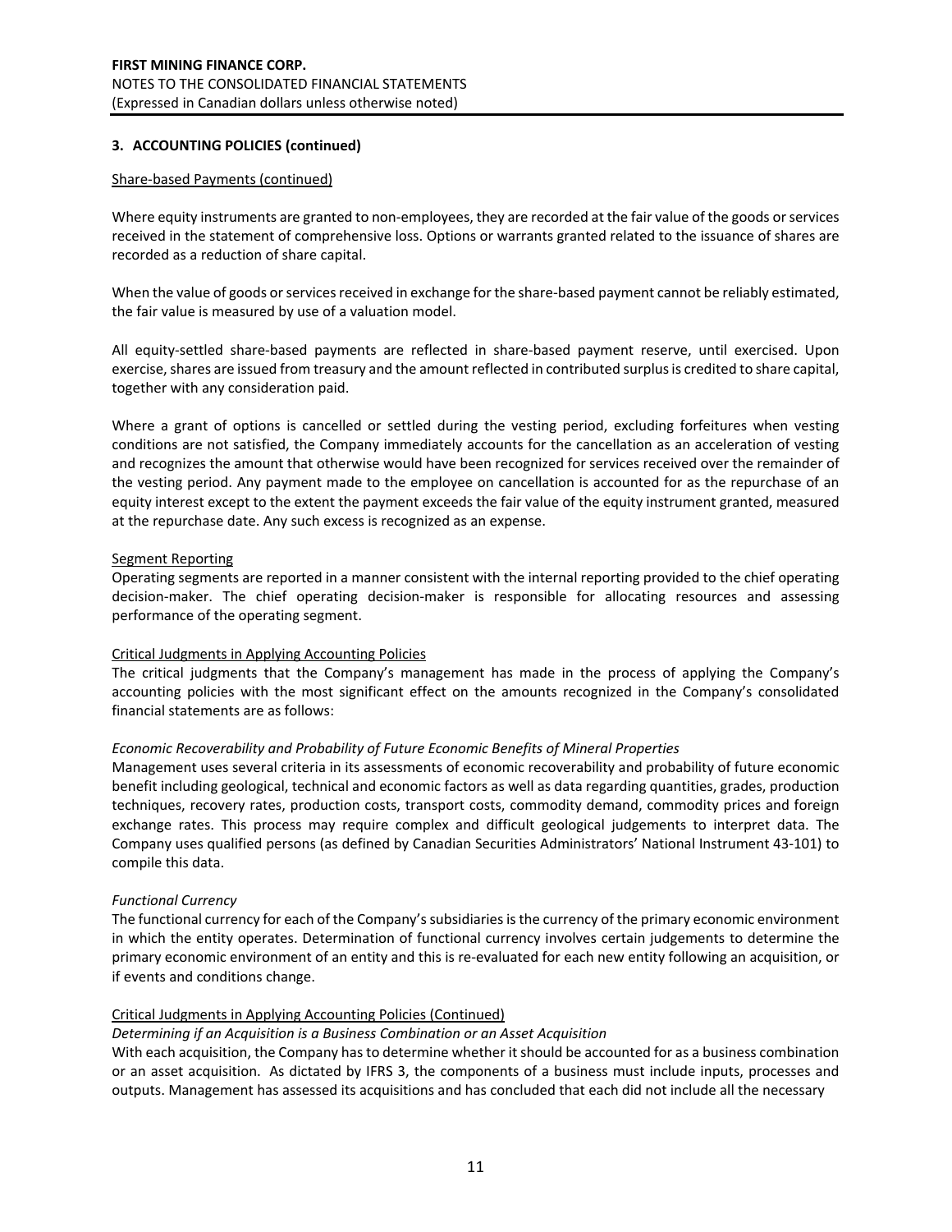## 3. ACCOUNTING POLICIES (continued)

Share-based Payments (continued)

Where equity instruments are granted to non-employees, they are recorded at the fair value of the goods or services received in the statement of comprehensive loss. Options or warrants granted related to the issuance of shares are recorded as a reduction of share capital.

When the value of goods or services received in exchange for the share-based payment cannot be reliably estimated, the fair value is measured by use of a valuation model.

All equity-settled share-based payments are reflected in share-based payment reserve, until exercised. Upon exercise, shares are issued from treasury and the amount reflected in contributed surplus is credited to share capital, together with any consideration paid.

Where a grant of options is cancelled or settled during the vesting period, excluding forfeitures when vesting conditions are not satisfied, the Company immediately accounts for the cancellation as an acceleration of vesting and recognizes the amount that otherwise would have been recognized for services received over the remainder of the vesting period. Any payment made to the employee on cancellation is accounted for as the repurchase of an equity interest except to the extent the payment exceeds the fair value of the equity instrument granted, measured at the repurchase date. Any such excess is recognized as an expense.

Segment Reporting

Operating segments are reported in a manner consistent with the internal reporting provided to the chief operating decision-maker. The chief operating decision-maker is responsible for allocating resources and assessing performance of the operating segment.

Critical Judgments in Applying Accounting Policies

The critical judgments that the Company's management has made in the process of applying the Company's accounting policies with the most significant effect on the amounts recognized in the Company's consolidated financial statements are as follows:

*Economic Recoverability and Probability of Future Economic Benefits of Mineral Properties*

Management uses several criteria in its assessments of economic recoverability and probability of future economic benefit including geological, technical and economic factors as well as data regarding quantities, grades, production techniques, recovery rates, production costs, transport costs, commodity demand, commodity prices and foreign exchange rates. This process may require complex and difficult geological judgements to interpret data. The Company uses qualified persons (as defined by Canadian Securities Administrators' National Instrument 43-101) to compile this data.

*Functional Currency*

The functional currency for each of the Company's subsidiaries is the currency of the primary economic environment in which the entity operates. Determination of functional currency involves certain judgements to determine the primary economic environment of an entity and this is re-evaluated for each new entity following an acquisition, or if events and conditions change.

Critical Judgments in Applying Accounting Policies (Continued)

*Determining if an Acquisition is a Business Combination or an Asset Acquisition*

With each acquisition, the Company has to determine whether it should be accounted for as a business combination or an asset acquisition. As dictated by IFRS 3, the components of a business must include inputs, processes and outputs. Management has assessed its acquisitions and has concluded that each did not include all the necessary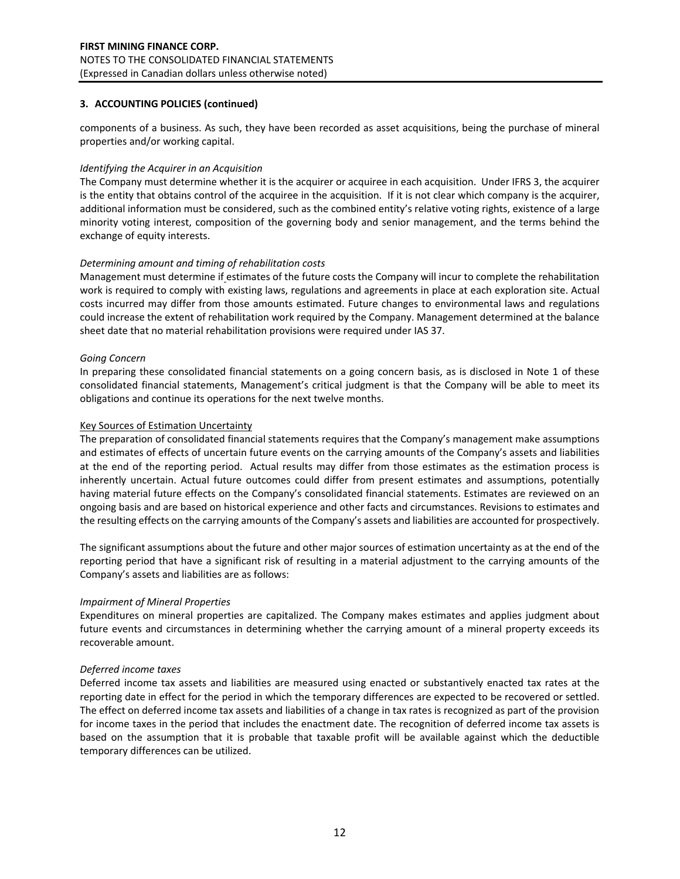## 3. ACCOUNTING POLICIES (continued)

components of a business. As such, they have been recorded as asset acquisitions, being the purchase of mineral properties and/or working capital.

*Identifying the Acquirer in an Acquisition*

The Company must determine whether it is the acquirer or acquiree in each acquisition. Under IFRS 3, the acquirer is the entity that obtains control of the acquiree in the acquisition. If it is not clear which company is the acquirer, additional information must be considered, such as the combined entity's relative voting rights, existence of a large minority voting interest, composition of the governing body and senior management, and the terms behind the exchange of equity interests.

*Determining amount and timing of rehabilitation costs*

Management must determine if estimates of the future costs the Company will incur to complete the rehabilitation work is required to comply with existing laws, regulations and agreements in place at each exploration site. Actual costs incurred may differ from those amounts estimated. Future changes to environmental laws and regulations could increase the extent of rehabilitation work required by the Company. Management determined at the balance sheet date that no material rehabilitation provisions were required under IAS 37.

*Going Concern*

In preparing these consolidated financial statements on a going concern basis, as is disclosed in Note 1 of these consolidated financial statements, Management's critical judgment is that the Company will be able to meet its obligations and continue its operations for the next twelve months.

Key Sources of Estimation Uncertainty

The preparation of consolidated financial statements requires that the Company's management make assumptions and estimates of effects of uncertain future events on the carrying amounts of the Company's assets and liabilities at the end of the reporting period. Actual results may differ from those estimates as the estimation process is inherently uncertain. Actual future outcomes could differ from present estimates and assumptions, potentially having material future effects on the Company's consolidated financial statements. Estimates are reviewed on an ongoing basis and are based on historical experience and other facts and circumstances. Revisions to estimates and the resulting effects on the carrying amounts of the Company's assets and liabilities are accounted for prospectively.

The significant assumptions about the future and other major sources of estimation uncertainty as at the end of the reporting period that have a significant risk of resulting in a material adjustment to the carrying amounts of the Company's assets and liabilities are as follows:

*Impairment of Mineral Properties*

Expenditures on mineral properties are capitalized. The Company makes estimates and applies judgment about future events and circumstances in determining whether the carrying amount of a mineral property exceeds its recoverable amount.

*Deferred income taxes*

Deferred income tax assets and liabilities are measured using enacted or substantively enacted tax rates at the reporting date in effect for the period in which the temporary differences are expected to be recovered or settled. The effect on deferred income tax assets and liabilities of a change in tax rates is recognized as part of the provision for income taxes in the period that includes the enactment date. The recognition of deferred income tax assets is based on the assumption that it is probable that taxable profit will be available against which the deductible temporary differences can be utilized.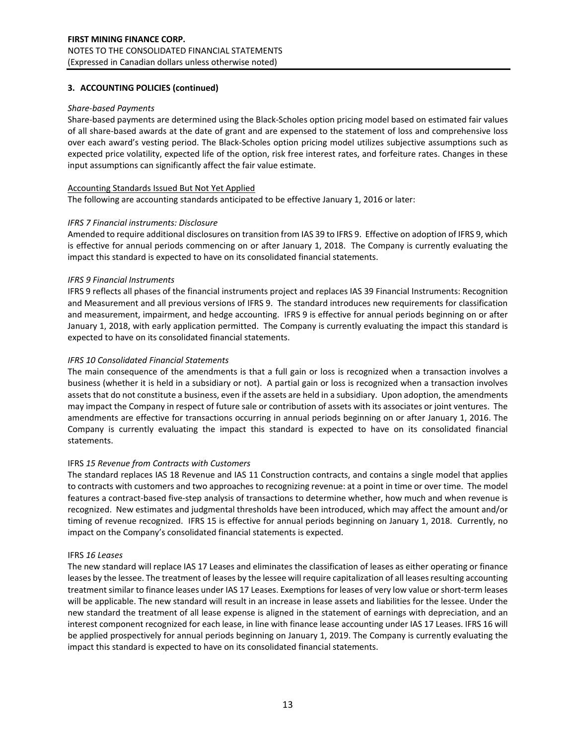### 3. ACCOUNTING POLICIES (continued)

*Share-based Payments*

Share-based payments are determined using the Black-Scholes option pricing model based on estimated fair values of all share-based awards at the date of grant and are expensed to the statement of loss and comprehensive loss over each award's vesting period. The Black-Scholes option pricing model utilizes subjective assumptions such as expected price volatility, expected life of the option, risk free interest rates, and forfeiture rates. Changes in these input assumptions can significantly affect the fair value estimate.

Accounting Standards Issued But Not Yet Applied

The following are accounting standards anticipated to be effective January 1, 2016 or later:

*IFRS 7 Financial instruments: Disclosure*

Amended to require additional disclosures on transition from IAS 39 to IFRS 9. Effective on adoption of IFRS 9, which is effective for annual periods commencing on or after January 1, 2018. The Company is currently evaluating the impact this standard is expected to have on its consolidated financial statements.

*IFRS 9 Financial Instruments*

IFRS 9 reflects all phases of the financial instruments project and replaces IAS 39 Financial Instruments: Recognition and Measurement and all previous versions of IFRS 9. The standard introduces new requirements for classification and measurement, impairment, and hedge accounting. IFRS 9 is effective for annual periods beginning on or after January 1, 2018, with early application permitted. The Company is currently evaluating the impact this standard is expected to have on its consolidated financial statements.

*IFRS 10 Consolidated Financial Statements*

The main consequence of the amendments is that a full gain or loss is recognized when a transaction involves a business (whether it is held in a subsidiary or not). A partial gain or loss is recognized when a transaction involves assets that do not constitute a business, even if the assets are held in a subsidiary. Upon adoption, the amendments may impact the Company in respect of future sale or contribution of assets with its associates or joint ventures. The amendments are effective for transactions occurring in annual periods beginning on or after January 1, 2016. The Company is currently evaluating the impact this standard is expected to have on its consolidated financial statements.

IFRS *15 Revenue from Contracts with Customers*

The standard replaces IAS 18 Revenue and IAS 11 Construction contracts, and contains a single model that applies to contracts with customers and two approaches to recognizing revenue: at a point in time or over time. The model features a contract-based five-step analysis of transactions to determine whether, how much and when revenue is recognized. New estimates and judgmental thresholds have been introduced, which may affect the amount and/or timing of revenue recognized. IFRS 15 is effective for annual periods beginning on January 1, 2018. Currently, no impact on the Company's consolidated financial statements is expected.

IFRS *16 Leases*

The new standard will replace IAS 17 Leases and eliminates the classification of leases as either operating or finance leases by the lessee. The treatment of leases by the lessee will require capitalization of all leases resulting accounting treatment similar to finance leases under IAS 17 Leases. Exemptions for leases of very low value or short-term leases will be applicable. The new standard will result in an increase in lease assets and liabilities for the lessee. Under the new standard the treatment of all lease expense is aligned in the statement of earnings with depreciation, and an interest component recognized for each lease, in line with finance lease accounting under IAS 17 Leases. IFRS 16 will be applied prospectively for annual periods beginning on January 1, 2019. The Company is currently evaluating the impact this standard is expected to have on its consolidated financial statements.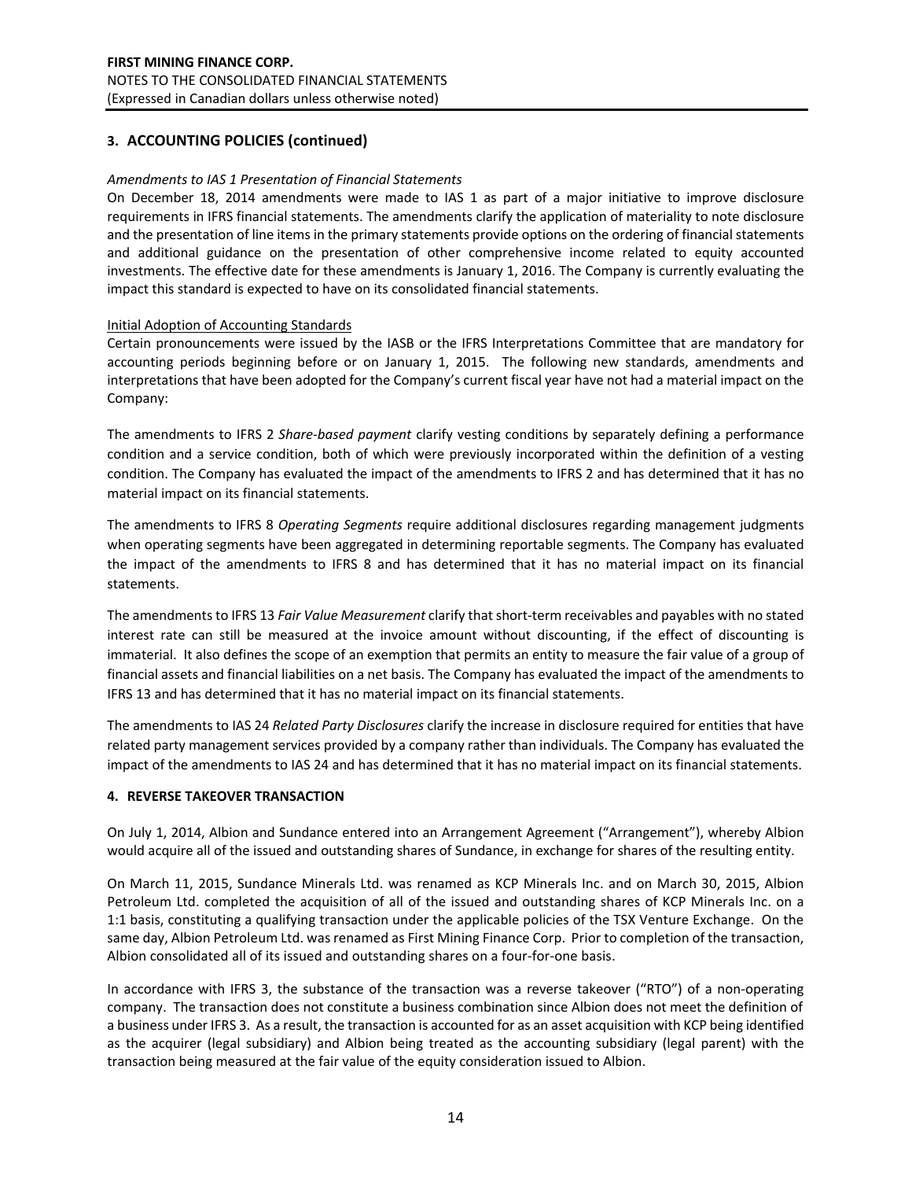## 3. ACCOUNTING POLICIES (continued)

*Amendments to IAS 1 Presentation of Financial Statements*

On December 18, 2014 amendments were made to IAS 1 as part of a major initiative to improve disclosure requirements in IFRS financial statements. The amendments clarify the application of materiality to note disclosure and the presentation of line items in the primary statements provide options on the ordering of financial statements and additional guidance on the presentation of other comprehensive income related to equity accounted investments. The effective date for these amendments is January 1, 2016. The Company is currently evaluating the impact this standard is expected to have on its consolidated financial statements.

Initial Adoption of Accounting Standards

Certain pronouncements were issued by the IASB or the IFRS Interpretations Committee that are mandatory for accounting periods beginning before or on January 1, 2015. The following new standards, amendments and interpretations that have been adopted for the Company's current fiscal year have not had a material impact on the Company:

The amendments to IFRS 2 *Share-based payment* clarify vesting conditions by separately defining a performance condition and a service condition, both of which were previously incorporated within the definition of a vesting condition. The Company has evaluated the impact of the amendments to IFRS 2 and has determined that it has no material impact on its financial statements.

The amendments to IFRS 8 *Operating Segments* require additional disclosures regarding management judgments when operating segments have been aggregated in determining reportable segments. The Company has evaluated the impact of the amendments to IFRS 8 and has determined that it has no material impact on its financial statements.

The amendments to IFRS 13 *Fair Value Measurement* clarify that short-term receivables and payables with no stated interest rate can still be measured at the invoice amount without discounting, if the effect of discounting is immaterial. It also defines the scope of an exemption that permits an entity to measure the fair value of a group of financial assets and financial liabilities on a net basis. The Company has evaluated the impact of the amendments to IFRS 13 and has determined that it has no material impact on its financial statements.

The amendments to IAS 24 *Related Party Disclosures* clarify the increase in disclosure required for entities that have related party management services provided by a company rather than individuals. The Company has evaluated the impact of the amendments to IAS 24 and has determined that it has no material impact on its financial statements.

## 4. REVERSE TAKEOVER TRANSACTION

On July 1, 2014, Albion and Sundance entered into an Arrangement Agreement ("Arrangement"), whereby Albion would acquire all of the issued and outstanding shares of Sundance, in exchange for shares of the resulting entity.

On March 11, 2015, Sundance Minerals Ltd. was renamed as KCP Minerals Inc. and on March 30, 2015, Albion Petroleum Ltd. completed the acquisition of all of the issued and outstanding shares of KCP Minerals Inc. on a 1:1 basis, constituting a qualifying transaction under the applicable policies of the TSX Venture Exchange. On the same day, Albion Petroleum Ltd. was renamed as First Mining Finance Corp. Prior to completion of the transaction, Albion consolidated all of its issued and outstanding shares on a four-for-one basis.

In accordance with IFRS 3, the substance of the transaction was a reverse takeover ("RTO") of a non-operating company. The transaction does not constitute a business combination since Albion does not meet the definition of a business under IFRS 3. As a result, the transaction is accounted for as an asset acquisition with KCP being identified as the acquirer (legal subsidiary) and Albion being treated as the accounting subsidiary (legal parent) with the transaction being measured at the fair value of the equity consideration issued to Albion.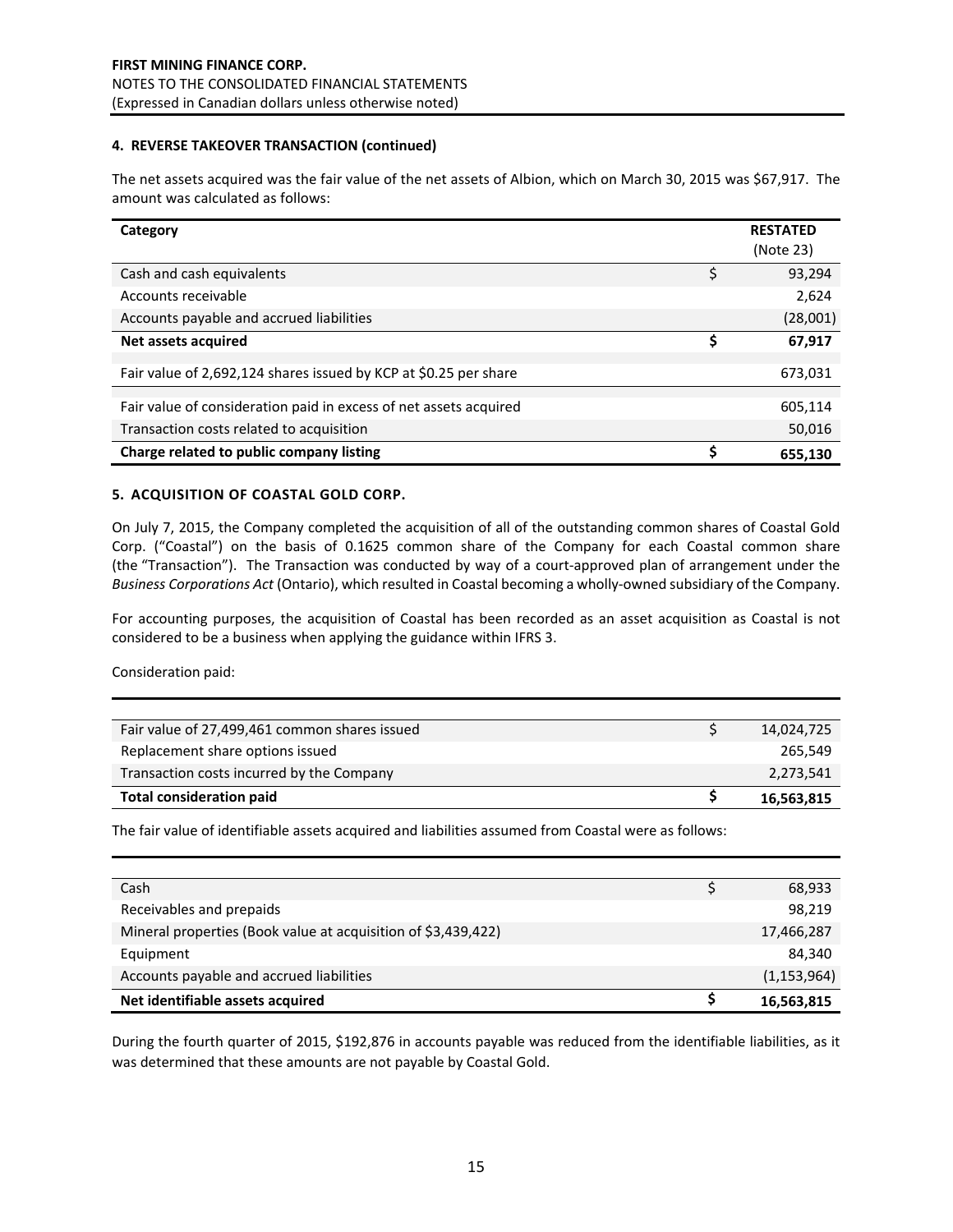### 4. REVERSE TAKEOVER TRANSACTION (continued)

The net assets acquired was the fair value of the net assets of Albion, which on March 30, 2015 was $67,917. The amount was calculated as follows:

| Category | | RESTATED (Note 23) |
|---|---|---|
| Cash and cash equivalents | $ | 93,294 |
| Accounts receivable | | 2,624 |
| Accounts payable and accrued liabilities | | (28,001) |
| **Net assets acquired** | **$** | **67,917** |
| Fair value of 2,692,124 shares issued by KCP at $0.25 per share | | 673,031 |
| Fair value of consideration paid in excess of net assets acquired | | 605,114 |
| Transaction costs related to acquisition | | 50,016 |
| **Charge related to public company listing** | **$** | **655,130** |

### 5. ACQUISITION OF COASTAL GOLD CORP.

On July 7, 2015, the Company completed the acquisition of all of the outstanding common shares of Coastal Gold Corp. ("Coastal") on the basis of 0.1625 common share of the Company for each Coastal common share (the "Transaction"). The Transaction was conducted by way of a court-approved plan of arrangement under the *Business Corporations Act* (Ontario), which resulted in Coastal becoming a wholly-owned subsidiary of the Company.

For accounting purposes, the acquisition of Coastal has been recorded as an asset acquisition as Coastal is not considered to be a business when applying the guidance within IFRS 3.

Consideration paid:

| | | |
|---|---|---|
| Fair value of 27,499,461 common shares issued | $ | 14,024,725 |
| Replacement share options issued | | 265,549 |
| Transaction costs incurred by the Company | | 2,273,541 |
| **Total consideration paid** | **$** | **16,563,815** |

The fair value of identifiable assets acquired and liabilities assumed from Coastal were as follows:

| | | |
|---|---|---|
| Cash | $ | 68,933 |
| Receivables and prepaids | | 98,219 |
| Mineral properties (Book value at acquisition of $3,439,422) | | 17,466,287 |
| Equipment | | 84,340 |
| Accounts payable and accrued liabilities | | (1,153,964) |
| **Net identifiable assets acquired** | **$** | **16,563,815** |

During the fourth quarter of 2015, $192,876 in accounts payable was reduced from the identifiable liabilities, as it was determined that these amounts are not payable by Coastal Gold.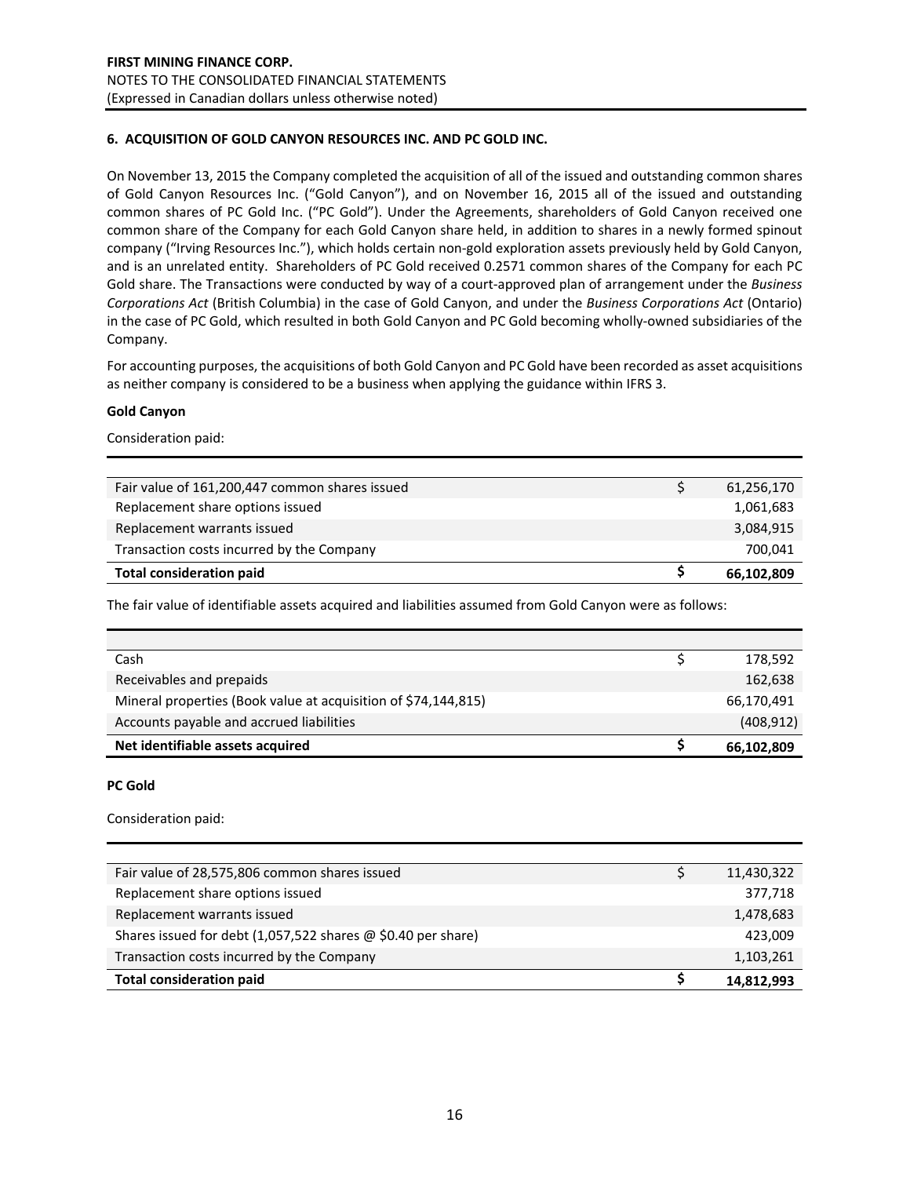## 6. ACQUISITION OF GOLD CANYON RESOURCES INC. AND PC GOLD INC.

On November 13, 2015 the Company completed the acquisition of all of the issued and outstanding common shares of Gold Canyon Resources Inc. ("Gold Canyon"), and on November 16, 2015 all of the issued and outstanding common shares of PC Gold Inc. ("PC Gold"). Under the Agreements, shareholders of Gold Canyon received one common share of the Company for each Gold Canyon share held, in addition to shares in a newly formed spinout company ("Irving Resources Inc."), which holds certain non-gold exploration assets previously held by Gold Canyon, and is an unrelated entity. Shareholders of PC Gold received 0.2571 common shares of the Company for each PC Gold share. The Transactions were conducted by way of a court-approved plan of arrangement under the *Business Corporations Act* (British Columbia) in the case of Gold Canyon, and under the *Business Corporations Act* (Ontario) in the case of PC Gold, which resulted in both Gold Canyon and PC Gold becoming wholly-owned subsidiaries of the Company.

For accounting purposes, the acquisitions of both Gold Canyon and PC Gold have been recorded as asset acquisitions as neither company is considered to be a business when applying the guidance within IFRS 3.

**Gold Canyon**

Consideration paid:

| | | |
|---|---|---|
| Fair value of 161,200,447 common shares issued | $ | 61,256,170 |
| Replacement share options issued | | 1,061,683 |
| Replacement warrants issued | | 3,084,915 |
| Transaction costs incurred by the Company | | 700,041 |
| **Total consideration paid** | **$** | **66,102,809** |

The fair value of identifiable assets acquired and liabilities assumed from Gold Canyon were as follows:

| | | |
|---|---|---|
| Cash | $ | 178,592 |
| Receivables and prepaids | | 162,638 |
| Mineral properties (Book value at acquisition of $74,144,815) | | 66,170,491 |
| Accounts payable and accrued liabilities | | (408,912) |
| **Net identifiable assets acquired** | **$** | **66,102,809** |

**PC Gold**

Consideration paid:

| | | |
|---|---|---|
| Fair value of 28,575,806 common shares issued | $ | 11,430,322 |
| Replacement share options issued | | 377,718 |
| Replacement warrants issued | | 1,478,683 |
| Shares issued for debt (1,057,522 shares @ $0.40 per share) | | 423,009 |
| Transaction costs incurred by the Company | | 1,103,261 |
| **Total consideration paid** | **$** | **14,812,993** |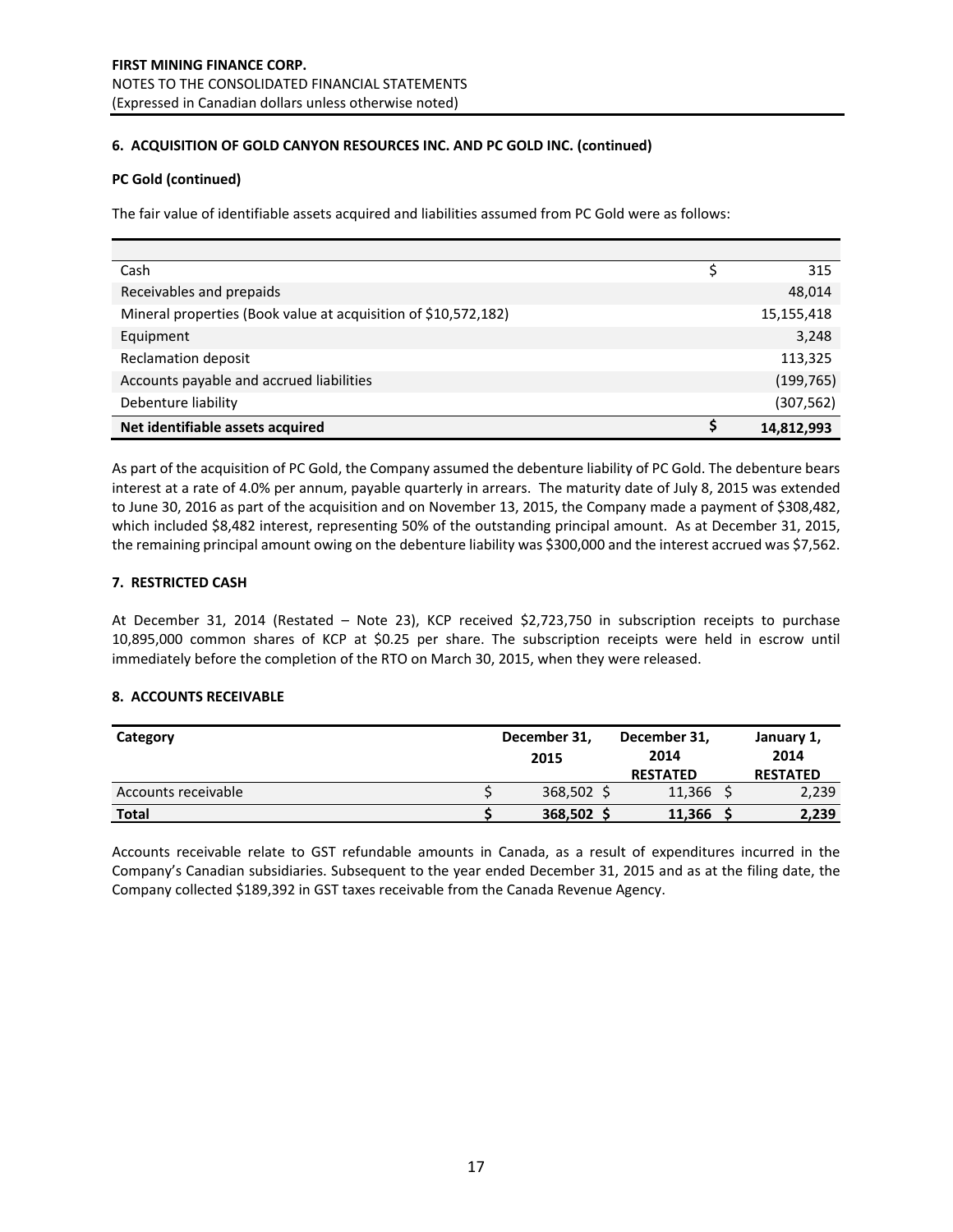### 6. ACQUISITION OF GOLD CANYON RESOURCES INC. AND PC GOLD INC. (continued)

**PC Gold (continued)**

The fair value of identifiable assets acquired and liabilities assumed from PC Gold were as follows:

| | |
|---|---|
| Cash | $ 315 |
| Receivables and prepaids | 48,014 |
| Mineral properties (Book value at acquisition of $10,572,182) | 15,155,418 |
| Equipment | 3,248 |
| Reclamation deposit | 113,325 |
| Accounts payable and accrued liabilities | (199,765) |
| Debenture liability | (307,562) |
| **Net identifiable assets acquired** | **$ 14,812,993** |

As part of the acquisition of PC Gold, the Company assumed the debenture liability of PC Gold. The debenture bears interest at a rate of 4.0% per annum, payable quarterly in arrears. The maturity date of July 8, 2015 was extended to June 30, 2016 as part of the acquisition and on November 13, 2015, the Company made a payment of $308,482, which included $8,482 interest, representing 50% of the outstanding principal amount. As at December 31, 2015, the remaining principal amount owing on the debenture liability was $300,000 and the interest accrued was $7,562.

### 7. RESTRICTED CASH

At December 31, 2014 (Restated – Note 23), KCP received $2,723,750 in subscription receipts to purchase 10,895,000 common shares of KCP at $0.25 per share. The subscription receipts were held in escrow until immediately before the completion of the RTO on March 30, 2015, when they were released.

### 8. ACCOUNTS RECEIVABLE

| Category | December 31, 2015 | December 31, 2014 RESTATED | January 1, 2014 RESTATED |
|---|---|---|---|
| Accounts receivable | $ 368,502 | $ 11,366 | $ 2,239 |
| **Total** | **$ 368,502** | **$ 11,366** | **$ 2,239** |

Accounts receivable relate to GST refundable amounts in Canada, as a result of expenditures incurred in the Company's Canadian subsidiaries. Subsequent to the year ended December 31, 2015 and as at the filing date, the Company collected $189,392 in GST taxes receivable from the Canada Revenue Agency.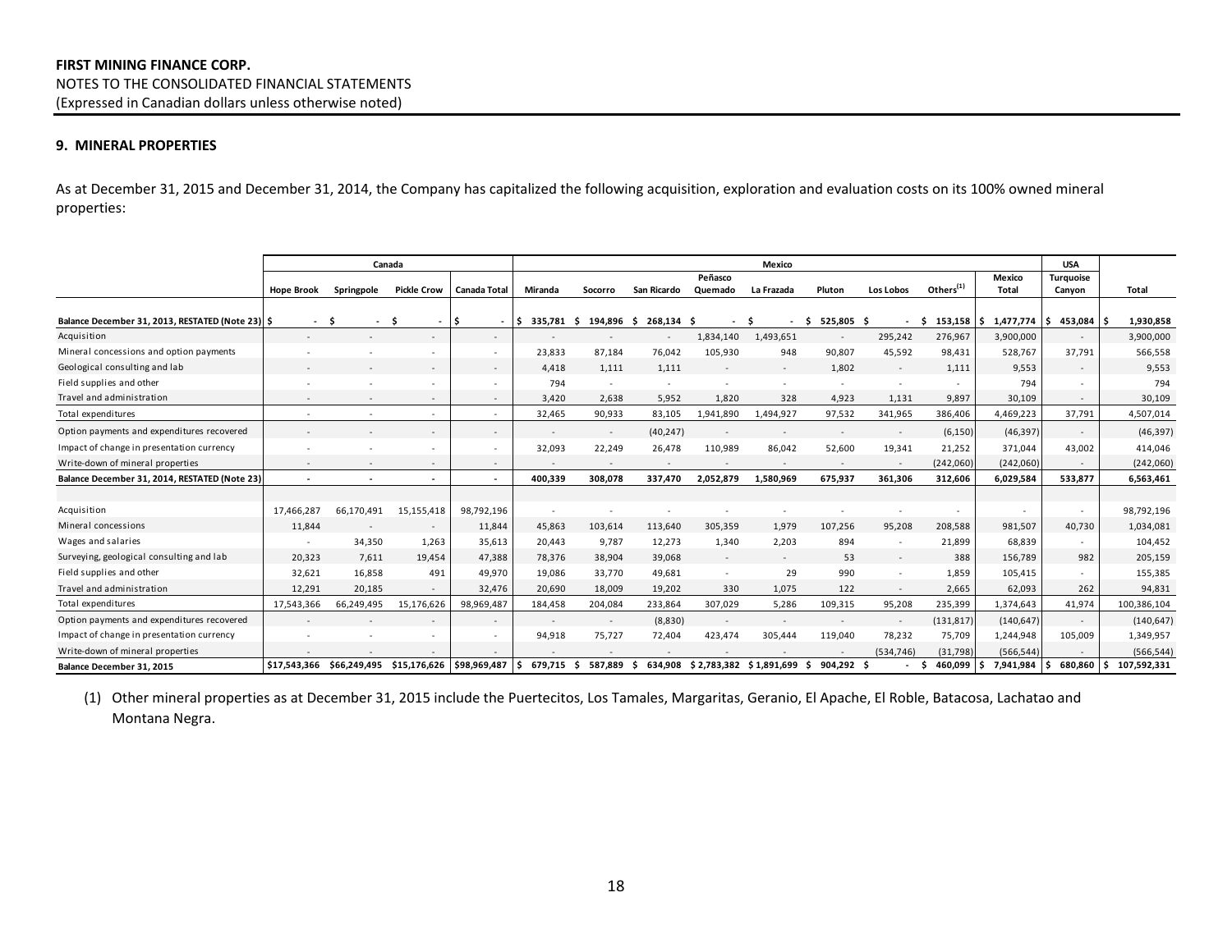**FIRST MINING FINANCE CORP.**
NOTES TO THE CONSOLIDATED FINANCIAL STATEMENTS
(Expressed in Canadian dollars unless otherwise noted)

## 9. MINERAL PROPERTIES

As at December 31, 2015 and December 31, 2014, the Company has capitalized the following acquisition, exploration and evaluation costs on its 100% owned mineral properties:

| | Canada | | | | Mexico | | | | | | | | | USA | |
|---|---|---|---|---|---|---|---|---|---|---|---|---|---|---|---|
| | Hope Brook | Springpole | Pickle Crow | Canada Total | Miranda | Socorro | San Ricardo | Peñasco Quemado | La Frazada | Pluton | Los Lobos | Others[1] | Mexico Total | Turquoise Canyon | Total |
| Balance December 31, 2013, RESTATED (Note 23) | $ - | $ - | $ - | $ - | $ 335,781 | $ 194,896 | $ 268,134 | $ - | $ - | $ 525,805 | $ - | $ 153,158 | $ 1,477,774 | $ 453,084 | $ 1,930,858 |
| Acquisition | - | - | - | - | - | - | - | 1,834,140 | 1,493,651 | - | 295,242 | 276,967 | 3,900,000 | - | 3,900,000 |
| Mineral concessions and option payments | - | - | - | - | 23,833 | 87,184 | 76,042 | 105,930 | 948 | 90,807 | 45,592 | 98,431 | 528,767 | 37,791 | 566,558 |
| Geological consulting and lab | - | - | - | - | 4,418 | 1,111 | 1,111 | - | - | 1,802 | - | 1,111 | 9,553 | - | 9,553 |
| Field supplies and other | - | - | - | - | 794 | - | - | - | - | - | - | - | 794 | - | 794 |
| Travel and administration | - | - | - | - | 3,420 | 2,638 | 5,952 | 1,820 | 328 | 4,923 | 1,131 | 9,897 | 30,109 | - | 30,109 |
| Total expenditures | - | - | - | - | 32,465 | 90,933 | 83,105 | 1,941,890 | 1,494,927 | 97,532 | 341,965 | 386,406 | 4,469,223 | 37,791 | 4,507,014 |
| Option payments and expenditures recovered | - | - | - | - | - | - | (40,247) | - | - | - | - | (6,150) | (46,397) | - | (46,397) |
| Impact of change in presentation currency | - | - | - | - | 32,093 | 22,249 | 26,478 | 110,989 | 86,042 | 52,600 | 19,341 | 21,252 | 371,044 | 43,002 | 414,046 |
| Write-down of mineral properties | - | - | - | - | - | - | - | - | - | - | - | (242,060) | (242,060) | - | (242,060) |
| **Balance December 31, 2014, RESTATED (Note 23)** | - | - | - | - | 400,339 | 308,078 | 337,470 | 2,052,879 | 1,580,969 | 675,937 | 361,306 | 312,606 | 6,029,584 | 533,877 | 6,563,461 |
| Acquisition | 17,466,287 | 66,170,491 | 15,155,418 | 98,792,196 | - | - | - | - | - | - | - | - | - | - | 98,792,196 |
| Mineral concessions | 11,844 | - | - | 11,844 | 45,863 | 103,614 | 113,640 | 305,359 | 1,979 | 107,256 | 95,208 | 208,588 | 981,507 | 40,730 | 1,034,081 |
| Wages and salaries | - | 34,350 | 1,263 | 35,613 | 20,443 | 9,787 | 12,273 | 1,340 | 2,203 | 894 | - | 21,899 | 68,839 | - | 104,452 |
| Surveying, geological consulting and lab | 20,323 | 7,611 | 19,454 | 47,388 | 78,376 | 38,904 | 39,068 | - | - | 53 | - | 388 | 156,789 | 982 | 205,159 |
| Field supplies and other | 32,621 | 16,858 | 491 | 49,970 | 19,086 | 33,770 | 49,681 | - | 29 | 990 | - | 1,859 | 105,415 | - | 155,385 |
| Travel and administration | 12,291 | 20,185 | - | 32,476 | 20,690 | 18,009 | 19,202 | 330 | 1,075 | 122 | - | 2,665 | 62,093 | 262 | 94,831 |
| Total expenditures | 17,543,366 | 66,249,495 | 15,176,626 | 98,969,487 | 184,458 | 204,084 | 233,864 | 307,029 | 5,286 | 109,315 | 95,208 | 235,399 | 1,374,643 | 41,974 | 100,386,104 |
| Option payments and expenditures recovered | - | - | - | - | - | - | (8,830) | - | - | - | - | (131,817) | (140,647) | - | (140,647) |
| Impact of change in presentation currency | - | - | - | - | 94,918 | 75,727 | 72,404 | 423,474 | 305,444 | 119,040 | 78,232 | 75,709 | 1,244,948 | 105,009 | 1,349,957 |
| Write-down of mineral properties | - | - | - | - | - | - | - | - | - | - | (534,746) | (31,798) | (566,544) | - | (566,544) |
| **Balance December 31, 2015** | $17,543,366 | $66,249,495 | $15,176,626 | $98,969,487 | $ 679,715 | $ 587,889 | $ 634,908 | $ 2,783,382 | $ 1,891,699 | $ 904,292 | $ - | $ 460,099 | $ 7,941,984 | $ 680,860 | $ 107,592,331 |

(1) Other mineral properties as at December 31, 2015 include the Puertecitos, Los Tamales, Margaritas, Geranio, El Apache, El Roble, Batacosa, Lachatao and Montana Negra.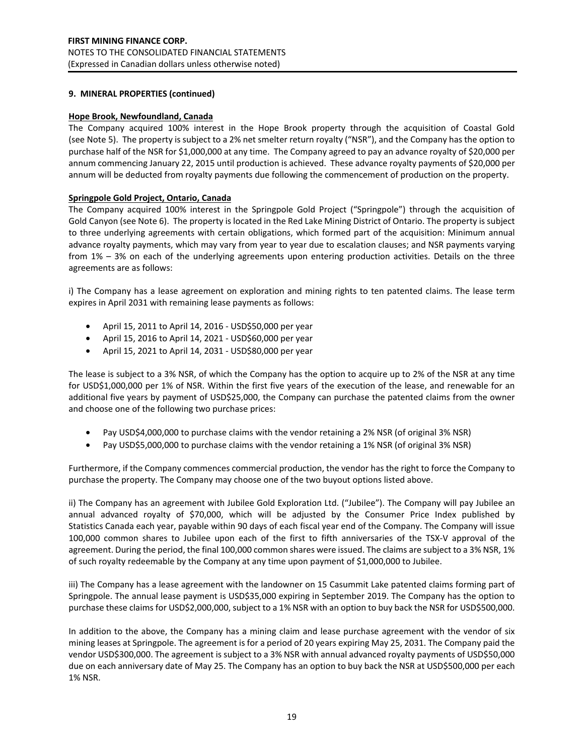## 9. MINERAL PROPERTIES (continued)

### Hope Brook, Newfoundland, Canada

The Company acquired 100% interest in the Hope Brook property through the acquisition of Coastal Gold (see Note 5). The property is subject to a 2% net smelter return royalty ("NSR"), and the Company has the option to purchase half of the NSR for $1,000,000 at any time. The Company agreed to pay an advance royalty of $20,000 per annum commencing January 22, 2015 until production is achieved. These advance royalty payments of $20,000 per annum will be deducted from royalty payments due following the commencement of production on the property.

### Springpole Gold Project, Ontario, Canada

The Company acquired 100% interest in the Springpole Gold Project ("Springpole") through the acquisition of Gold Canyon (see Note 6). The property is located in the Red Lake Mining District of Ontario. The property is subject to three underlying agreements with certain obligations, which formed part of the acquisition: Minimum annual advance royalty payments, which may vary from year to year due to escalation clauses; and NSR payments varying from 1% – 3% on each of the underlying agreements upon entering production activities. Details on the three agreements are as follows:

i) The Company has a lease agreement on exploration and mining rights to ten patented claims. The lease term expires in April 2031 with remaining lease payments as follows:

- April 15, 2011 to April 14, 2016 - USD$50,000 per year
- April 15, 2016 to April 14, 2021 - USD$60,000 per year
- April 15, 2021 to April 14, 2031 - USD$80,000 per year

The lease is subject to a 3% NSR, of which the Company has the option to acquire up to 2% of the NSR at any time for USD$1,000,000 per 1% of NSR. Within the first five years of the execution of the lease, and renewable for an additional five years by payment of USD$25,000, the Company can purchase the patented claims from the owner and choose one of the following two purchase prices:

- Pay USD$4,000,000 to purchase claims with the vendor retaining a 2% NSR (of original 3% NSR)
- Pay USD$5,000,000 to purchase claims with the vendor retaining a 1% NSR (of original 3% NSR)

Furthermore, if the Company commences commercial production, the vendor has the right to force the Company to purchase the property. The Company may choose one of the two buyout options listed above.

ii) The Company has an agreement with Jubilee Gold Exploration Ltd. ("Jubilee"). The Company will pay Jubilee an annual advanced royalty of $70,000, which will be adjusted by the Consumer Price Index published by Statistics Canada each year, payable within 90 days of each fiscal year end of the Company. The Company will issue 100,000 common shares to Jubilee upon each of the first to fifth anniversaries of the TSX-V approval of the agreement. During the period, the final 100,000 common shares were issued. The claims are subject to a 3% NSR, 1% of such royalty redeemable by the Company at any time upon payment of $1,000,000 to Jubilee.

iii) The Company has a lease agreement with the landowner on 15 Casummit Lake patented claims forming part of Springpole. The annual lease payment is USD$35,000 expiring in September 2019. The Company has the option to purchase these claims for USD$2,000,000, subject to a 1% NSR with an option to buy back the NSR for USD$500,000.

In addition to the above, the Company has a mining claim and lease purchase agreement with the vendor of six mining leases at Springpole. The agreement is for a period of 20 years expiring May 25, 2031. The Company paid the vendor USD$300,000. The agreement is subject to a 3% NSR with annual advanced royalty payments of USD$50,000 due on each anniversary date of May 25. The Company has an option to buy back the NSR at USD$500,000 per each 1% NSR.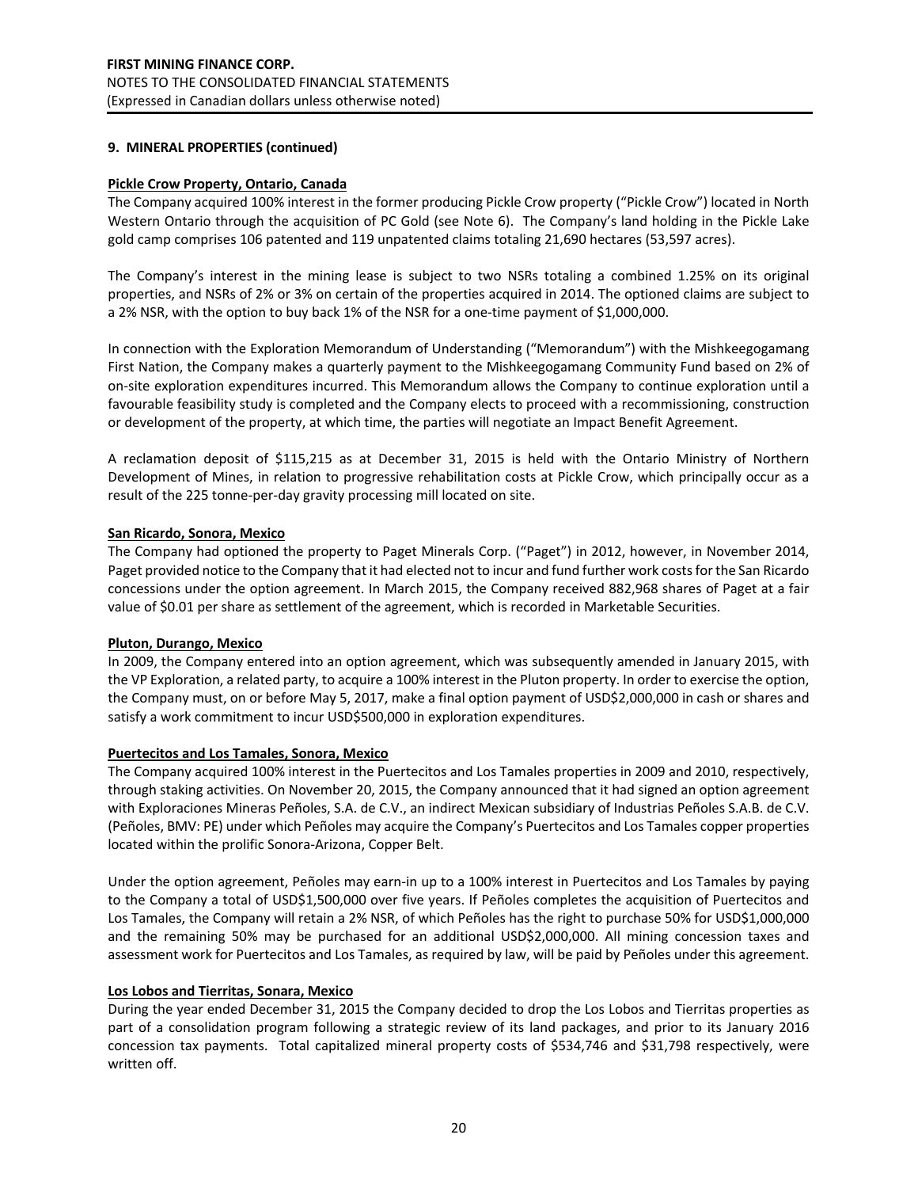## 9. MINERAL PROPERTIES (continued)

### Pickle Crow Property, Ontario, Canada

The Company acquired 100% interest in the former producing Pickle Crow property ("Pickle Crow") located in North Western Ontario through the acquisition of PC Gold (see Note 6). The Company's land holding in the Pickle Lake gold camp comprises 106 patented and 119 unpatented claims totaling 21,690 hectares (53,597 acres).

The Company's interest in the mining lease is subject to two NSRs totaling a combined 1.25% on its original properties, and NSRs of 2% or 3% on certain of the properties acquired in 2014. The optioned claims are subject to a 2% NSR, with the option to buy back 1% of the NSR for a one-time payment of $1,000,000.

In connection with the Exploration Memorandum of Understanding ("Memorandum") with the Mishkeegogamang First Nation, the Company makes a quarterly payment to the Mishkeegogamang Community Fund based on 2% of on-site exploration expenditures incurred. This Memorandum allows the Company to continue exploration until a favourable feasibility study is completed and the Company elects to proceed with a recommissioning, construction or development of the property, at which time, the parties will negotiate an Impact Benefit Agreement.

A reclamation deposit of $115,215 as at December 31, 2015 is held with the Ontario Ministry of Northern Development of Mines, in relation to progressive rehabilitation costs at Pickle Crow, which principally occur as a result of the 225 tonne-per-day gravity processing mill located on site.

### San Ricardo, Sonora, Mexico

The Company had optioned the property to Paget Minerals Corp. ("Paget") in 2012, however, in November 2014, Paget provided notice to the Company that it had elected not to incur and fund further work costs for the San Ricardo concessions under the option agreement. In March 2015, the Company received 882,968 shares of Paget at a fair value of $0.01 per share as settlement of the agreement, which is recorded in Marketable Securities.

### Pluton, Durango, Mexico

In 2009, the Company entered into an option agreement, which was subsequently amended in January 2015, with the VP Exploration, a related party, to acquire a 100% interest in the Pluton property. In order to exercise the option, the Company must, on or before May 5, 2017, make a final option payment of USD$2,000,000 in cash or shares and satisfy a work commitment to incur USD$500,000 in exploration expenditures.

### Puertecitos and Los Tamales, Sonora, Mexico

The Company acquired 100% interest in the Puertecitos and Los Tamales properties in 2009 and 2010, respectively, through staking activities. On November 20, 2015, the Company announced that it had signed an option agreement with Exploraciones Mineras Peñoles, S.A. de C.V., an indirect Mexican subsidiary of Industrias Peñoles S.A.B. de C.V. (Peñoles, BMV: PE) under which Peñoles may acquire the Company's Puertecitos and Los Tamales copper properties located within the prolific Sonora-Arizona, Copper Belt.

Under the option agreement, Peñoles may earn-in up to a 100% interest in Puertecitos and Los Tamales by paying to the Company a total of USD$1,500,000 over five years. If Peñoles completes the acquisition of Puertecitos and Los Tamales, the Company will retain a 2% NSR, of which Peñoles has the right to purchase 50% for USD$1,000,000 and the remaining 50% may be purchased for an additional USD$2,000,000. All mining concession taxes and assessment work for Puertecitos and Los Tamales, as required by law, will be paid by Peñoles under this agreement.

### Los Lobos and Tierritas, Sonara, Mexico

During the year ended December 31, 2015 the Company decided to drop the Los Lobos and Tierritas properties as part of a consolidation program following a strategic review of its land packages, and prior to its January 2016 concession tax payments. Total capitalized mineral property costs of $534,746 and $31,798 respectively, were written off.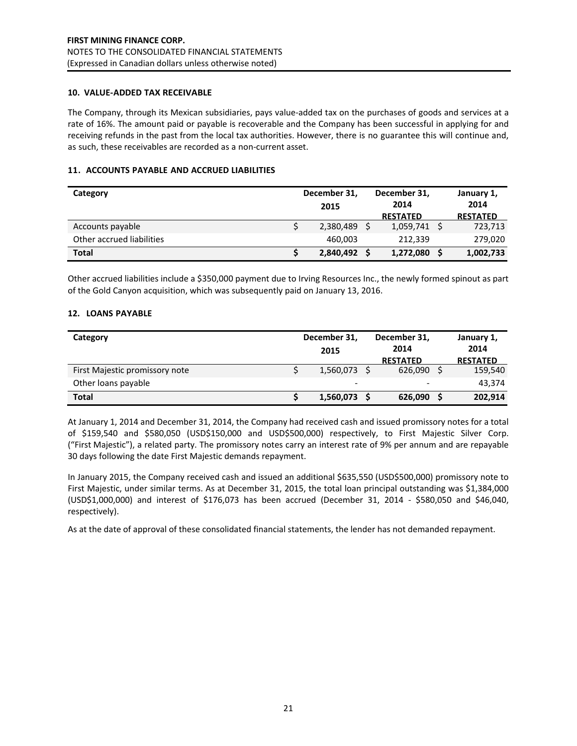## 10. VALUE-ADDED TAX RECEIVABLE

The Company, through its Mexican subsidiaries, pays value-added tax on the purchases of goods and services at a rate of 16%. The amount paid or payable is recoverable and the Company has been successful in applying for and receiving refunds in the past from the local tax authorities. However, there is no guarantee this will continue and, as such, these receivables are recorded as a non-current asset.

## 11. ACCOUNTS PAYABLE AND ACCRUED LIABILITIES

| Category | December 31, 2015 | December 31, 2014 RESTATED | January 1, 2014 RESTATED |
|---|---|---|---|
| Accounts payable | $ 2,380,489 | $ 1,059,741 | $ 723,713 |
| Other accrued liabilities | 460,003 | 212,339 | 279,020 |
| **Total** | **$ 2,840,492** | **$ 1,272,080** | **$ 1,002,733** |

Other accrued liabilities include a $350,000 payment due to Irving Resources Inc., the newly formed spinout as part of the Gold Canyon acquisition, which was subsequently paid on January 13, 2016.

## 12. LOANS PAYABLE

| Category | December 31, 2015 | December 31, 2014 RESTATED | January 1, 2014 RESTATED |
|---|---|---|---|
| First Majestic promissory note | $ 1,560,073 | $ 626,090 | $ 159,540 |
| Other loans payable | - | - | 43,374 |
| **Total** | **$ 1,560,073** | **$ 626,090** | **$ 202,914** |

At January 1, 2014 and December 31, 2014, the Company had received cash and issued promissory notes for a total of $159,540 and $580,050 (USD$150,000 and USD$500,000) respectively, to First Majestic Silver Corp. ("First Majestic"), a related party. The promissory notes carry an interest rate of 9% per annum and are repayable 30 days following the date First Majestic demands repayment.

In January 2015, the Company received cash and issued an additional $635,550 (USD$500,000) promissory note to First Majestic, under similar terms. As at December 31, 2015, the total loan principal outstanding was $1,384,000 (USD$1,000,000) and interest of $176,073 has been accrued (December 31, 2014 - $580,050 and $46,040, respectively).

As at the date of approval of these consolidated financial statements, the lender has not demanded repayment.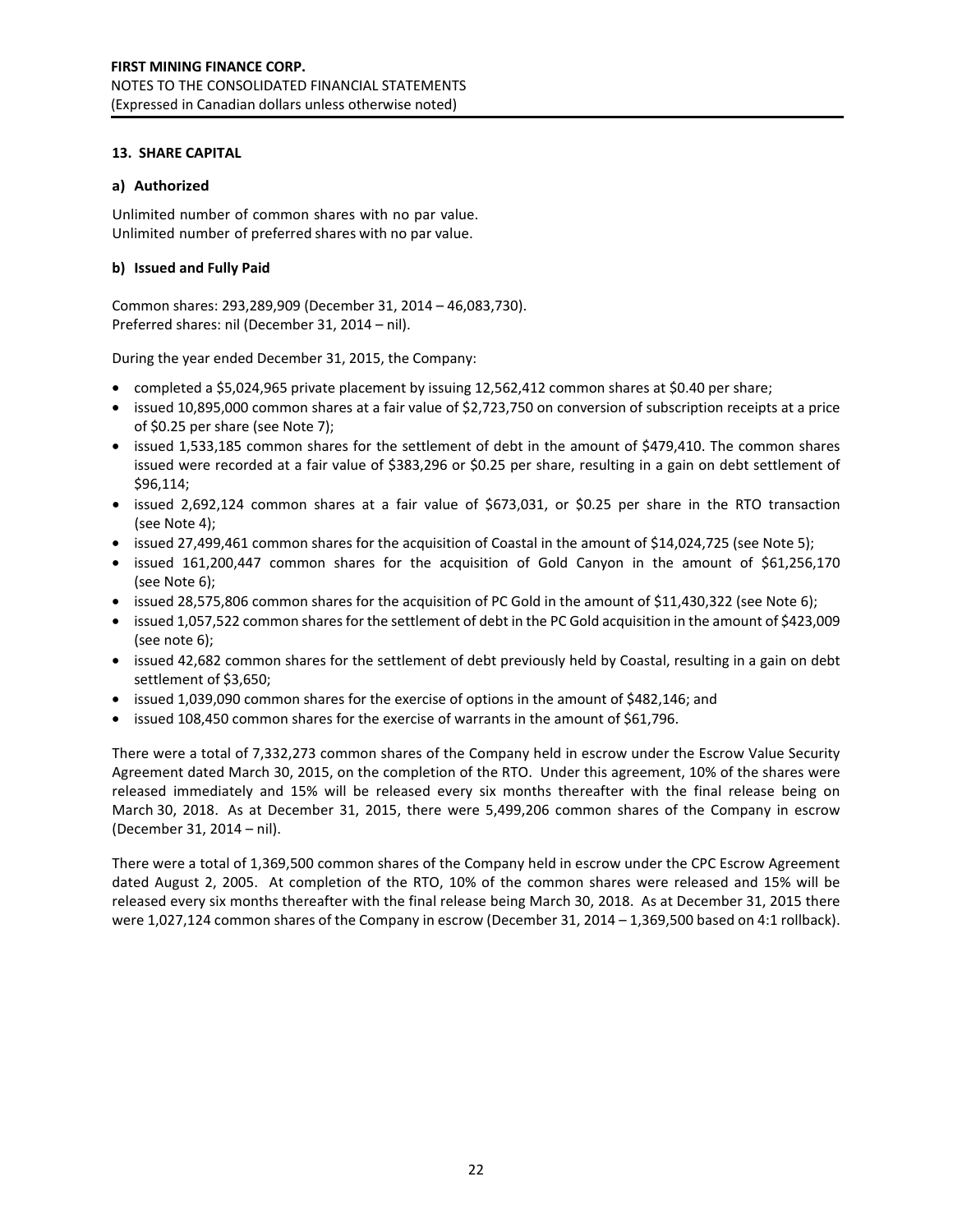## 13. SHARE CAPITAL

### a) Authorized

Unlimited number of common shares with no par value.
Unlimited number of preferred shares with no par value.

### b) Issued and Fully Paid

Common shares: 293,289,909 (December 31, 2014 – 46,083,730).
Preferred shares: nil (December 31, 2014 – nil).

During the year ended December 31, 2015, the Company:

- completed a $5,024,965 private placement by issuing 12,562,412 common shares at $0.40 per share;
- issued 10,895,000 common shares at a fair value of $2,723,750 on conversion of subscription receipts at a price of $0.25 per share (see Note 7);
- issued 1,533,185 common shares for the settlement of debt in the amount of $479,410. The common shares issued were recorded at a fair value of $383,296 or $0.25 per share, resulting in a gain on debt settlement of $96,114;
- issued 2,692,124 common shares at a fair value of $673,031, or $0.25 per share in the RTO transaction (see Note 4);
- issued 27,499,461 common shares for the acquisition of Coastal in the amount of $14,024,725 (see Note 5);
- issued 161,200,447 common shares for the acquisition of Gold Canyon in the amount of $61,256,170 (see Note 6);
- issued 28,575,806 common shares for the acquisition of PC Gold in the amount of $11,430,322 (see Note 6);
- issued 1,057,522 common shares for the settlement of debt in the PC Gold acquisition in the amount of $423,009 (see note 6);
- issued 42,682 common shares for the settlement of debt previously held by Coastal, resulting in a gain on debt settlement of $3,650;
- issued 1,039,090 common shares for the exercise of options in the amount of $482,146; and
- issued 108,450 common shares for the exercise of warrants in the amount of $61,796.

There were a total of 7,332,273 common shares of the Company held in escrow under the Escrow Value Security Agreement dated March 30, 2015, on the completion of the RTO. Under this agreement, 10% of the shares were released immediately and 15% will be released every six months thereafter with the final release being on March 30, 2018. As at December 31, 2015, there were 5,499,206 common shares of the Company in escrow (December 31, 2014 – nil).

There were a total of 1,369,500 common shares of the Company held in escrow under the CPC Escrow Agreement dated August 2, 2005. At completion of the RTO, 10% of the common shares were released and 15% will be released every six months thereafter with the final release being March 30, 2018. As at December 31, 2015 there were 1,027,124 common shares of the Company in escrow (December 31, 2014 – 1,369,500 based on 4:1 rollback).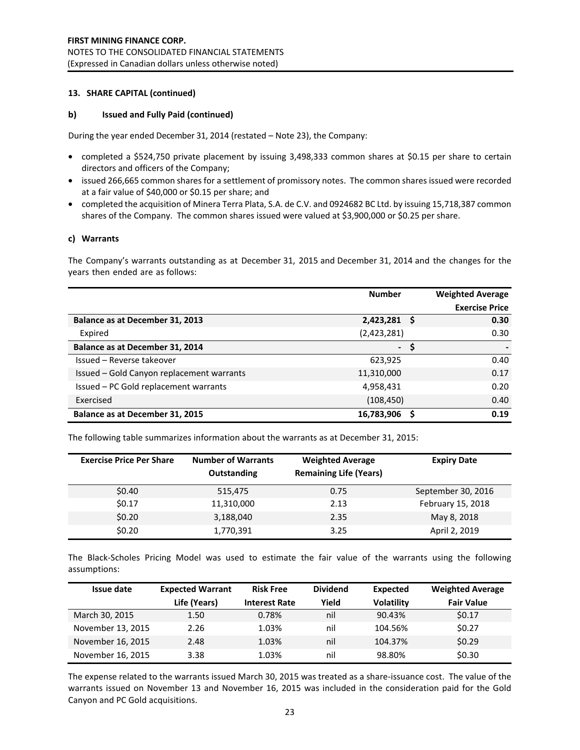**13. SHARE CAPITAL (continued)**

**b) Issued and Fully Paid (continued)**

During the year ended December 31, 2014 (restated – Note 23), the Company:

- completed a $524,750 private placement by issuing 3,498,333 common shares at $0.15 per share to certain directors and officers of the Company;
- issued 266,665 common shares for a settlement of promissory notes. The common shares issued were recorded at a fair value of $40,000 or $0.15 per share; and
- completed the acquisition of Minera Terra Plata, S.A. de C.V. and 0924682 BC Ltd. by issuing 15,718,387 common shares of the Company. The common shares issued were valued at $3,900,000 or $0.25 per share.

**c) Warrants**

The Company's warrants outstanding as at December 31, 2015 and December 31, 2014 and the changes for the years then ended are as follows:

| | Number | Weighted Average Exercise Price |
|---|---|---|
| **Balance as at December 31, 2013** | **2,423,281** | **$ 0.30** |
| Expired | (2,423,281) | 0.30 |
| **Balance as at December 31, 2014** | **-** | **$ -** |
| Issued – Reverse takeover | 623,925 | 0.40 |
| Issued – Gold Canyon replacement warrants | 11,310,000 | 0.17 |
| Issued – PC Gold replacement warrants | 4,958,431 | 0.20 |
| Exercised | (108,450) | 0.40 |
| **Balance as at December 31, 2015** | **16,783,906** | **$ 0.19** |

The following table summarizes information about the warrants as at December 31, 2015:

| Exercise Price Per Share | Number of Warrants Outstanding | Weighted Average Remaining Life (Years) | Expiry Date |
|---|---|---|---|
| $0.40 | 515,475 | 0.75 | September 30, 2016 |
| $0.17 | 11,310,000 | 2.13 | February 15, 2018 |
| $0.20 | 3,188,040 | 2.35 | May 8, 2018 |
| $0.20 | 1,770,391 | 3.25 | April 2, 2019 |

The Black-Scholes Pricing Model was used to estimate the fair value of the warrants using the following assumptions:

| Issue date | Expected Warrant Life (Years) | Risk Free Interest Rate | Dividend Yield | Expected Volatility | Weighted Average Fair Value |
|---|---|---|---|---|---|
| March 30, 2015 | 1.50 | 0.78% | nil | 90.43% | $0.17 |
| November 13, 2015 | 2.26 | 1.03% | nil | 104.56% | $0.27 |
| November 16, 2015 | 2.48 | 1.03% | nil | 104.37% | $0.29 |
| November 16, 2015 | 3.38 | 1.03% | nil | 98.80% | $0.30 |

The expense related to the warrants issued March 30, 2015 was treated as a share-issuance cost. The value of the warrants issued on November 13 and November 16, 2015 was included in the consideration paid for the Gold Canyon and PC Gold acquisitions.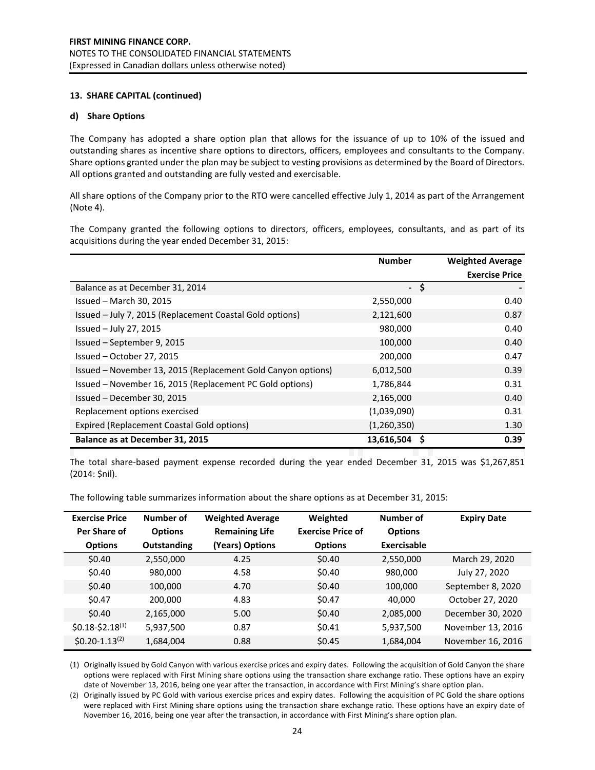**FIRST MINING FINANCE CORP.**
NOTES TO THE CONSOLIDATED FINANCIAL STATEMENTS
(Expressed in Canadian dollars unless otherwise noted)

### 13. SHARE CAPITAL (continued)

#### d) Share Options

The Company has adopted a share option plan that allows for the issuance of up to 10% of the issued and outstanding shares as incentive share options to directors, officers, employees and consultants to the Company. Share options granted under the plan may be subject to vesting provisions as determined by the Board of Directors. All options granted and outstanding are fully vested and exercisable.

All share options of the Company prior to the RTO were cancelled effective July 1, 2014 as part of the Arrangement (Note 4).

The Company granted the following options to directors, officers, employees, consultants, and as part of its acquisitions during the year ended December 31, 2015:

| | Number | Weighted Average Exercise Price |
|---|---|---|
| Balance as at December 31, 2014 | - | $ - |
| Issued – March 30, 2015 | 2,550,000 | 0.40 |
| Issued – July 7, 2015 (Replacement Coastal Gold options) | 2,121,600 | 0.87 |
| Issued – July 27, 2015 | 980,000 | 0.40 |
| Issued – September 9, 2015 | 100,000 | 0.40 |
| Issued – October 27, 2015 | 200,000 | 0.47 |
| Issued – November 13, 2015 (Replacement Gold Canyon options) | 6,012,500 | 0.39 |
| Issued – November 16, 2015 (Replacement PC Gold options) | 1,786,844 | 0.31 |
| Issued – December 30, 2015 | 2,165,000 | 0.40 |
| Replacement options exercised | (1,039,090) | 0.31 |
| Expired (Replacement Coastal Gold options) | (1,260,350) | 1.30 |
| **Balance as at December 31, 2015** | **13,616,504** | **$ 0.39** |

The total share-based payment expense recorded during the year ended December 31, 2015 was $1,267,851 (2014: $nil).

The following table summarizes information about the share options as at December 31, 2015:

| Exercise Price Per Share of Options | Number of Options Outstanding | Weighted Average Remaining Life (Years) Options | Weighted Exercise Price of Options | Number of Options Exercisable | Expiry Date |
|---|---|---|---|---|---|
| $0.40 | 2,550,000 | 4.25 | $0.40 | 2,550,000 | March 29, 2020 |
| $0.40 | 980,000 | 4.58 | $0.40 | 980,000 | July 27, 2020 |
| $0.40 | 100,000 | 4.70 | $0.40 | 100,000 | September 8, 2020 |
| $0.47 | 200,000 | 4.83 | $0.47 | 40,000 | October 27, 2020 |
| $0.40 | 2,165,000 | 5.00 | $0.40 | 2,085,000 | December 30, 2020 |
| $0.18-$2.18[(1)] | 5,937,500 | 0.87 | $0.41 | 5,937,500 | November 13, 2016 |
| $0.20-1.13[(2)] | 1,684,004 | 0.88 | $0.45 | 1,684,004 | November 16, 2016 |

(1) Originally issued by Gold Canyon with various exercise prices and expiry dates. Following the acquisition of Gold Canyon the share options were replaced with First Mining share options using the transaction share exchange ratio. These options have an expiry date of November 13, 2016, being one year after the transaction, in accordance with First Mining's share option plan.

(2) Originally issued by PC Gold with various exercise prices and expiry dates. Following the acquisition of PC Gold the share options were replaced with First Mining share options using the transaction share exchange ratio. These options have an expiry date of November 16, 2016, being one year after the transaction, in accordance with First Mining's share option plan.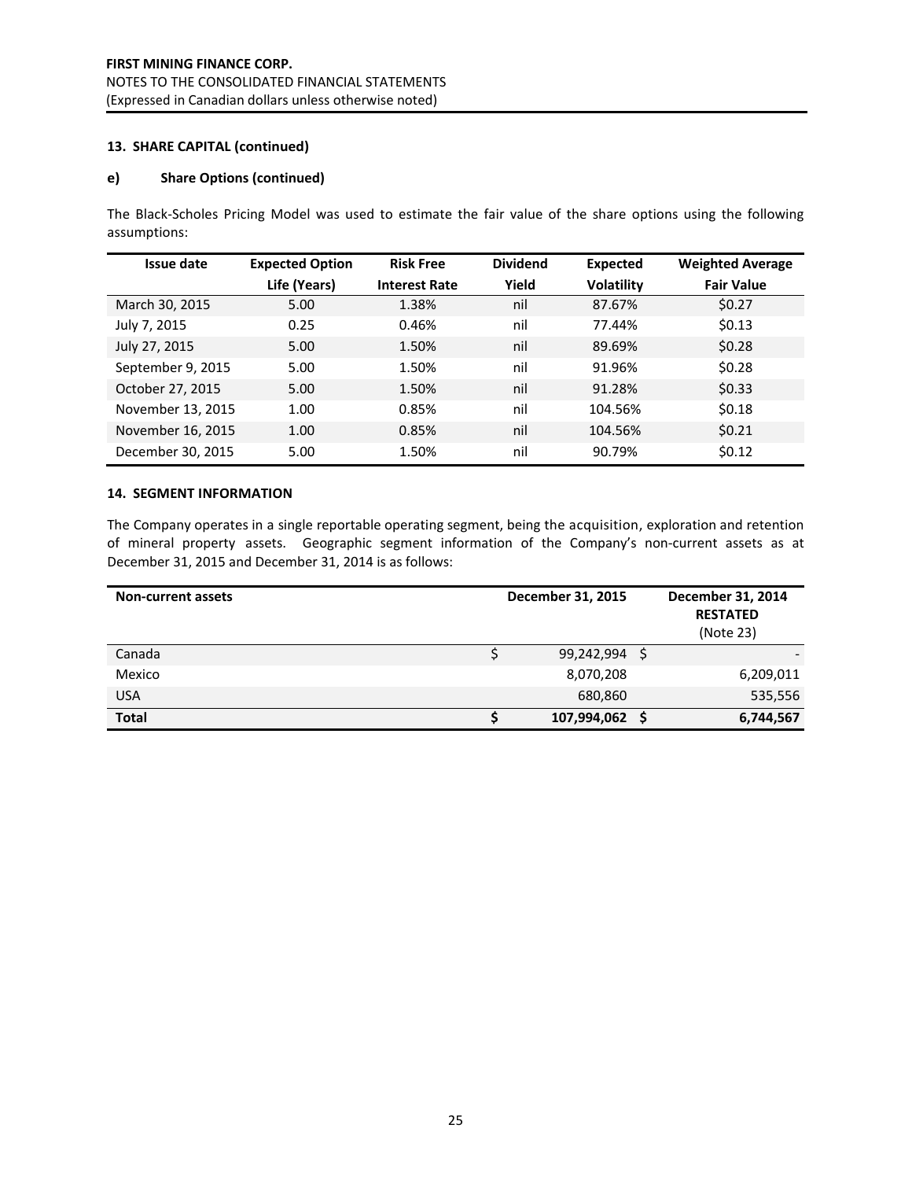### 13. SHARE CAPITAL (continued)

#### e) Share Options (continued)

The Black-Scholes Pricing Model was used to estimate the fair value of the share options using the following assumptions:

| Issue date | Expected Option Life (Years) | Risk Free Interest Rate | Dividend Yield | Expected Volatility | Weighted Average Fair Value |
|---|---|---|---|---|---|
| March 30, 2015 | 5.00 | 1.38% | nil | 87.67% | $0.27 |
| July 7, 2015 | 0.25 | 0.46% | nil | 77.44% | $0.13 |
| July 27, 2015 | 5.00 | 1.50% | nil | 89.69% | $0.28 |
| September 9, 2015 | 5.00 | 1.50% | nil | 91.96% | $0.28 |
| October 27, 2015 | 5.00 | 1.50% | nil | 91.28% | $0.33 |
| November 13, 2015 | 1.00 | 0.85% | nil | 104.56% | $0.18 |
| November 16, 2015 | 1.00 | 0.85% | nil | 104.56% | $0.21 |
| December 30, 2015 | 5.00 | 1.50% | nil | 90.79% | $0.12 |

### 14. SEGMENT INFORMATION

The Company operates in a single reportable operating segment, being the acquisition, exploration and retention of mineral property assets. Geographic segment information of the Company's non-current assets as at December 31, 2015 and December 31, 2014 is as follows:

| Non-current assets | December 31, 2015 | December 31, 2014 RESTATED (Note 23) |
|---|---|---|
| Canada | $ 99,242,994 | $ - |
| Mexico | 8,070,208 | 6,209,011 |
| USA | 680,860 | 535,556 |
| **Total** | **$ 107,994,062** | **$ 6,744,567** |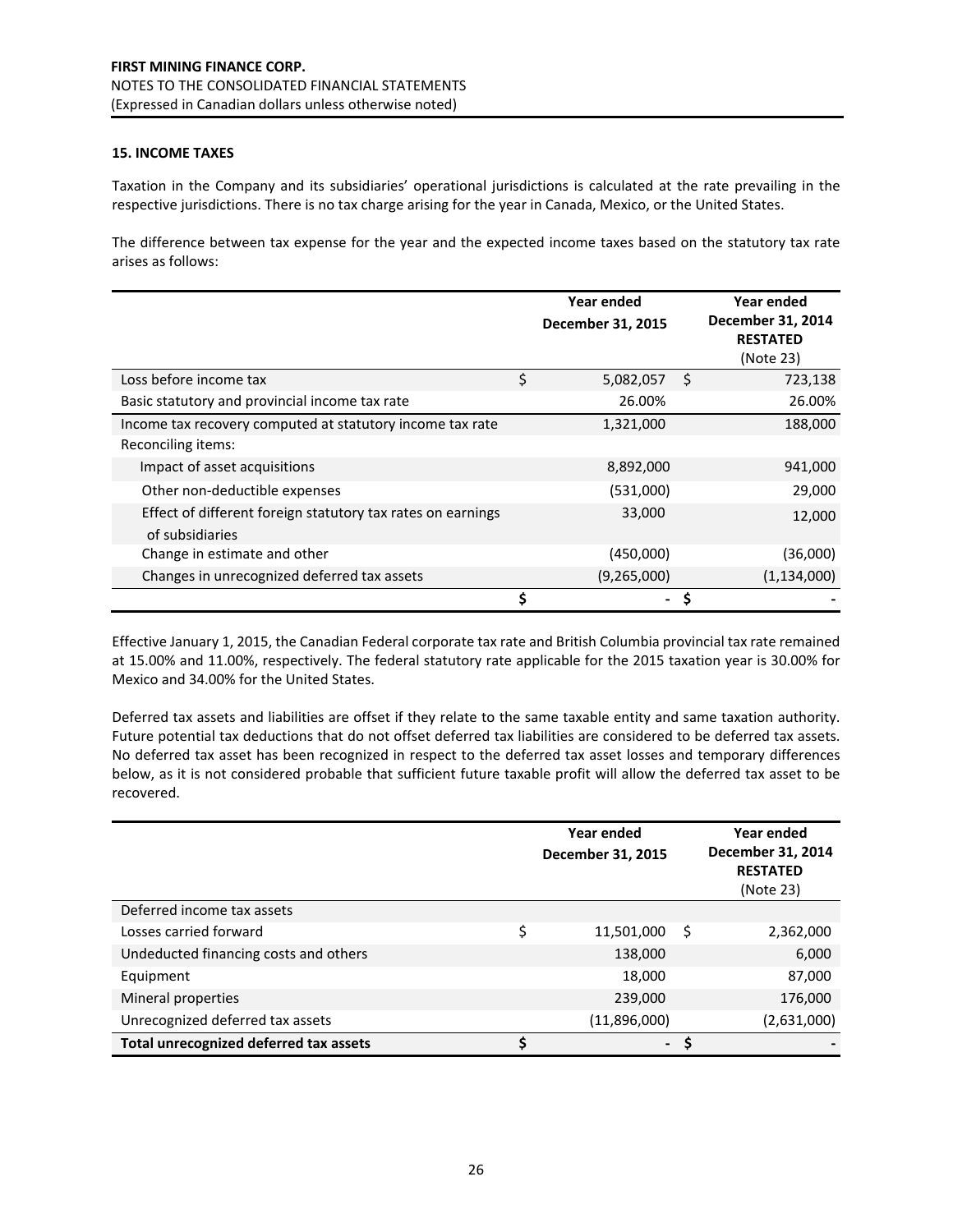## 15. INCOME TAXES

Taxation in the Company and its subsidiaries' operational jurisdictions is calculated at the rate prevailing in the respective jurisdictions. There is no tax charge arising for the year in Canada, Mexico, or the United States.

The difference between tax expense for the year and the expected income taxes based on the statutory tax rate arises as follows:

| | Year ended December 31, 2015 | Year ended December 31, 2014 RESTATED (Note 23) |
|---|---|---|
| Loss before income tax | $ 5,082,057 | $ 723,138 |
| Basic statutory and provincial income tax rate | 26.00% | 26.00% |
| Income tax recovery computed at statutory income tax rate | 1,321,000 | 188,000 |
| Reconciling items: | | |
| Impact of asset acquisitions | 8,892,000 | 941,000 |
| Other non-deductible expenses | (531,000) | 29,000 |
| Effect of different foreign statutory tax rates on earnings of subsidiaries | 33,000 | 12,000 |
| Change in estimate and other | (450,000) | (36,000) |
| Changes in unrecognized deferred tax assets | (9,265,000) | (1,134,000) |
| | $ - | $ - |

Effective January 1, 2015, the Canadian Federal corporate tax rate and British Columbia provincial tax rate remained at 15.00% and 11.00%, respectively. The federal statutory rate applicable for the 2015 taxation year is 30.00% for Mexico and 34.00% for the United States.

Deferred tax assets and liabilities are offset if they relate to the same taxable entity and same taxation authority. Future potential tax deductions that do not offset deferred tax liabilities are considered to be deferred tax assets. No deferred tax asset has been recognized in respect to the deferred tax asset losses and temporary differences below, as it is not considered probable that sufficient future taxable profit will allow the deferred tax asset to be recovered.

| | Year ended December 31, 2015 | Year ended December 31, 2014 RESTATED (Note 23) |
|---|---|---|
| Deferred income tax assets | | |
| Losses carried forward | $ 11,501,000 | $ 2,362,000 |
| Undeducted financing costs and others | 138,000 | 6,000 |
| Equipment | 18,000 | 87,000 |
| Mineral properties | 239,000 | 176,000 |
| Unrecognized deferred tax assets | (11,896,000) | (2,631,000) |
| **Total unrecognized deferred tax assets** | $ - | $ - |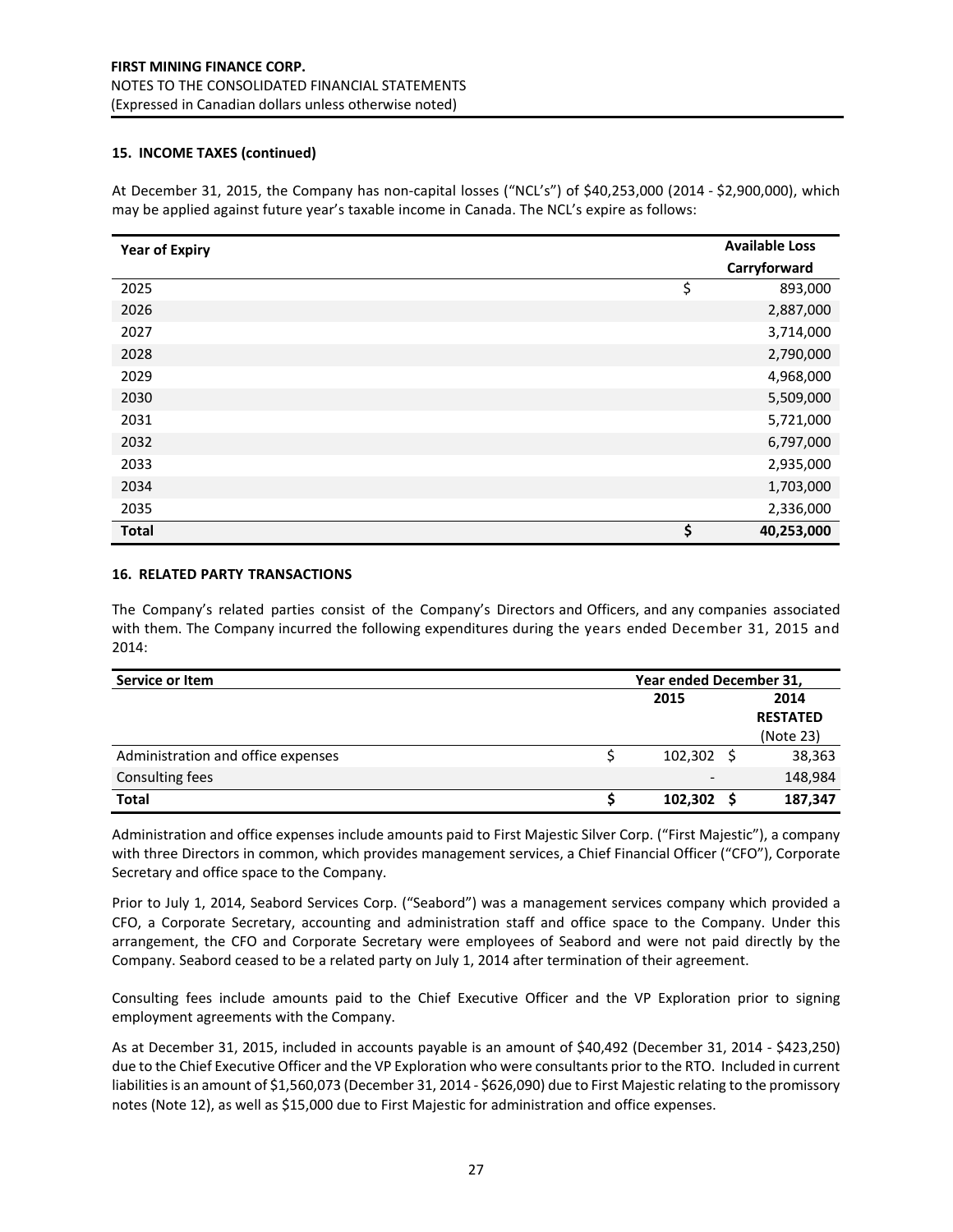## 15. INCOME TAXES (continued)

At December 31, 2015, the Company has non-capital losses ("NCL's") of $40,253,000 (2014 - $2,900,000), which may be applied against future year's taxable income in Canada. The NCL's expire as follows:

| Year of Expiry | Available Loss Carryforward |
|---|---|
| 2025 | $ 893,000 |
| 2026 | 2,887,000 |
| 2027 | 3,714,000 |
| 2028 | 2,790,000 |
| 2029 | 4,968,000 |
| 2030 | 5,509,000 |
| 2031 | 5,721,000 |
| 2032 | 6,797,000 |
| 2033 | 2,935,000 |
| 2034 | 1,703,000 |
| 2035 | 2,336,000 |
| **Total** | **$ 40,253,000** |

## 16. RELATED PARTY TRANSACTIONS

The Company's related parties consist of the Company's Directors and Officers, and any companies associated with them. The Company incurred the following expenditures during the years ended December 31, 2015 and 2014:

| Service or Item | Year ended December 31, | |
|---|---|---|
| | 2015 | 2014 RESTATED (Note 23) |
| Administration and office expenses | $ 102,302 | $ 38,363 |
| Consulting fees | - | 148,984 |
| **Total** | **$ 102,302** | **$ 187,347** |

Administration and office expenses include amounts paid to First Majestic Silver Corp. ("First Majestic"), a company with three Directors in common, which provides management services, a Chief Financial Officer ("CFO"), Corporate Secretary and office space to the Company.

Prior to July 1, 2014, Seabord Services Corp. ("Seabord") was a management services company which provided a CFO, a Corporate Secretary, accounting and administration staff and office space to the Company. Under this arrangement, the CFO and Corporate Secretary were employees of Seabord and were not paid directly by the Company. Seabord ceased to be a related party on July 1, 2014 after termination of their agreement.

Consulting fees include amounts paid to the Chief Executive Officer and the VP Exploration prior to signing employment agreements with the Company.

As at December 31, 2015, included in accounts payable is an amount of $40,492 (December 31, 2014 - $423,250) due to the Chief Executive Officer and the VP Exploration who were consultants prior to the RTO. Included in current liabilities is an amount of $1,560,073 (December 31, 2014 - $626,090) due to First Majestic relating to the promissory notes (Note 12), as well as $15,000 due to First Majestic for administration and office expenses.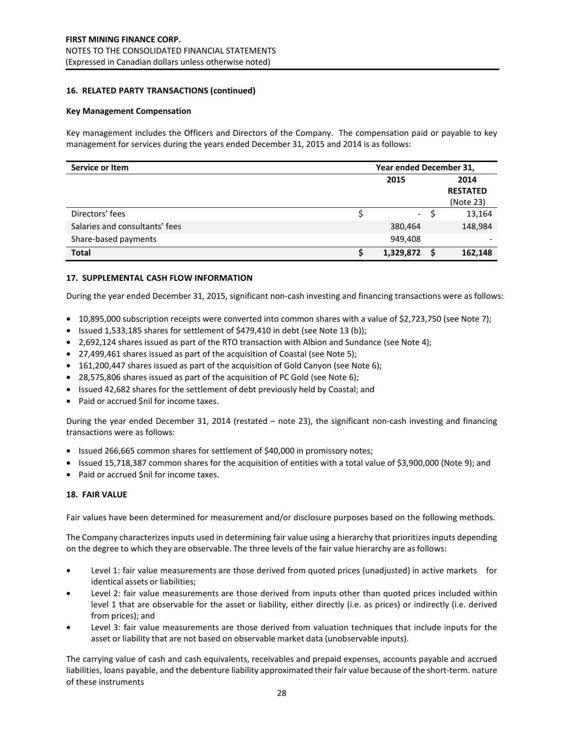### 16. RELATED PARTY TRANSACTIONS (continued)

**Key Management Compensation**

Key management includes the Officers and Directors of the Company. The compensation paid or payable to key management for services during the years ended December 31, 2015 and 2014 is as follows:

| Service or Item | Year ended December 31, | |
|---|---|---|
| | 2015 | 2014 RESTATED (Note 23) |
| Directors' fees | $ - | $ 13,164 |
| Salaries and consultants' fees | 380,464 | 148,984 |
| Share-based payments | 949,408 | - |
| **Total** | **$ 1,329,872** | **$ 162,148** |

### 17. SUPPLEMENTAL CASH FLOW INFORMATION

During the year ended December 31, 2015, significant non-cash investing and financing transactions were as follows:

- 10,895,000 subscription receipts were converted into common shares with a value of $2,723,750 (see Note 7);
- Issued 1,533,185 shares for settlement of $479,410 in debt (see Note 13 (b));
- 2,692,124 shares issued as part of the RTO transaction with Albion and Sundance (see Note 4);
- 27,499,461 shares issued as part of the acquisition of Coastal (see Note 5);
- 161,200,447 shares issued as part of the acquisition of Gold Canyon (see Note 6);
- 28,575,806 shares issued as part of the acquisition of PC Gold (see Note 6);
- Issued 42,682 shares for the settlement of debt previously held by Coastal; and
- Paid or accrued $nil for income taxes.

During the year ended December 31, 2014 (restated – note 23), the significant non-cash investing and financing transactions were as follows:

- Issued 266,665 common shares for settlement of $40,000 in promissory notes;
- Issued 15,718,387 common shares for the acquisition of entities with a total value of $3,900,000 (Note 9); and
- Paid or accrued $nil for income taxes.

### 18. FAIR VALUE

Fair values have been determined for measurement and/or disclosure purposes based on the following methods.

The Company characterizes inputs used in determining fair value using a hierarchy that prioritizes inputs depending on the degree to which they are observable. The three levels of the fair value hierarchy are as follows:

- Level 1: fair value measurements are those derived from quoted prices (unadjusted) in active markets for identical assets or liabilities;
- Level 2: fair value measurements are those derived from inputs other than quoted prices included within level 1 that are observable for the asset or liability, either directly (i.e. as prices) or indirectly (i.e. derived from prices); and
- Level 3: fair value measurements are those derived from valuation techniques that include inputs for the asset or liability that are not based on observable market data (unobservable inputs).

The carrying value of cash and cash equivalents, receivables and prepaid expenses, accounts payable and accrued liabilities, loans payable, and the debenture liability approximated their fair value because of the short-term. nature of these instruments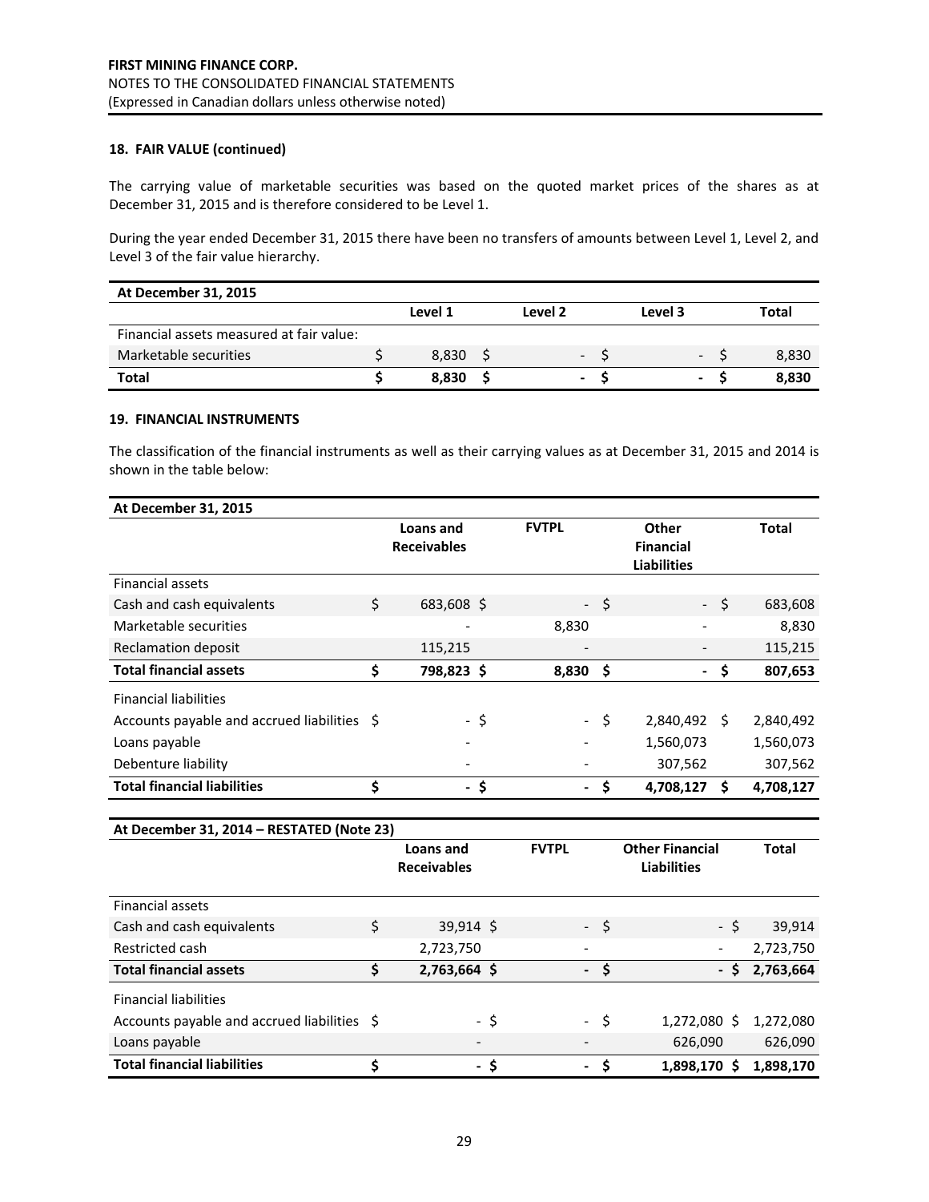### 18. FAIR VALUE (continued)

The carrying value of marketable securities was based on the quoted market prices of the shares as at December 31, 2015 and is therefore considered to be Level 1.

During the year ended December 31, 2015 there have been no transfers of amounts between Level 1, Level 2, and Level 3 of the fair value hierarchy.

| At December 31, 2015 | Level 1 | Level 2 | Level 3 | Total |
|---|---|---|---|---|
| Financial assets measured at fair value: | | | | |
| Marketable securities | $ 8,830 | $ - | $ - | $ 8,830 |
| **Total** | **$ 8,830** | **$ -** | **$ -** | **$ 8,830** |

### 19. FINANCIAL INSTRUMENTS

The classification of the financial instruments as well as their carrying values as at December 31, 2015 and 2014 is shown in the table below:

| At December 31, 2015 | Loans and Receivables | FVTPL | Other Financial Liabilities | Total |
|---|---|---|---|---|
| Financial assets | | | | |
| Cash and cash equivalents | $ 683,608 | $ - | $ - | $ 683,608 |
| Marketable securities | - | 8,830 | - | 8,830 |
| Reclamation deposit | 115,215 | - | - | 115,215 |
| **Total financial assets** | **$ 798,823** | **$ 8,830** | **$ -** | **$ 807,653** |
| Financial liabilities | | | | |
| Accounts payable and accrued liabilities | $ - | $ - | $ 2,840,492 | $ 2,840,492 |
| Loans payable | - | - | 1,560,073 | 1,560,073 |
| Debenture liability | - | - | 307,562 | 307,562 |
| **Total financial liabilities** | **$ -** | **$ -** | **$ 4,708,127** | **$ 4,708,127** |

| At December 31, 2014 – RESTATED (Note 23) | Loans and Receivables | FVTPL | Other Financial Liabilities | Total |
|---|---|---|---|---|
| Financial assets | | | | |
| Cash and cash equivalents | $ 39,914 | $ - | $ - | $ 39,914 |
| Restricted cash | 2,723,750 | - | - | 2,723,750 |
| **Total financial assets** | **$ 2,763,664** | **$ -** | **$ -** | **$ 2,763,664** |
| Financial liabilities | | | | |
| Accounts payable and accrued liabilities | $ - | $ - | $ 1,272,080 | $ 1,272,080 |
| Loans payable | - | - | 626,090 | 626,090 |
| **Total financial liabilities** | **$ -** | **$ -** | **$ 1,898,170** | **$ 1,898,170** |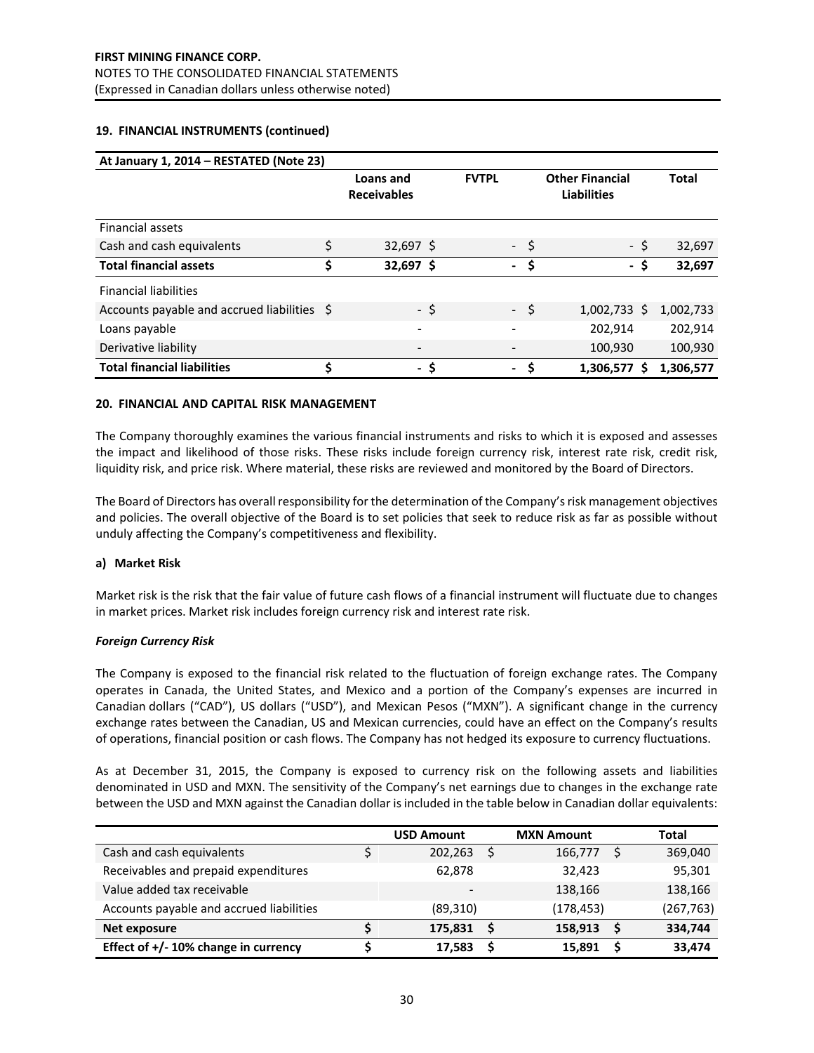**19. FINANCIAL INSTRUMENTS (continued)**

| At January 1, 2014 – RESTATED (Note 23) | Loans and Receivables | FVTPL | Other Financial Liabilities | Total |
|---|---|---|---|---|
| Financial assets | | | | |
| Cash and cash equivalents | $ 32,697 | $ - | $ - | $ 32,697 |
| **Total financial assets** | **$ 32,697** | **$ -** | **$ -** | **$ 32,697** |
| Financial liabilities | | | | |
| Accounts payable and accrued liabilities | $ - | $ - | $ 1,002,733 | $ 1,002,733 |
| Loans payable | - | - | 202,914 | 202,914 |
| Derivative liability | - | - | 100,930 | 100,930 |
| **Total financial liabilities** | **$ -** | **$ -** | **$ 1,306,577** | **$ 1,306,577** |

**20. FINANCIAL AND CAPITAL RISK MANAGEMENT**

The Company thoroughly examines the various financial instruments and risks to which it is exposed and assesses the impact and likelihood of those risks. These risks include foreign currency risk, interest rate risk, credit risk, liquidity risk, and price risk. Where material, these risks are reviewed and monitored by the Board of Directors.

The Board of Directors has overall responsibility for the determination of the Company's risk management objectives and policies. The overall objective of the Board is to set policies that seek to reduce risk as far as possible without unduly affecting the Company's competitiveness and flexibility.

**a) Market Risk**

Market risk is the risk that the fair value of future cash flows of a financial instrument will fluctuate due to changes in market prices. Market risk includes foreign currency risk and interest rate risk.

***Foreign Currency Risk***

The Company is exposed to the financial risk related to the fluctuation of foreign exchange rates. The Company operates in Canada, the United States, and Mexico and a portion of the Company's expenses are incurred in Canadian dollars ("CAD"), US dollars ("USD"), and Mexican Pesos ("MXN"). A significant change in the currency exchange rates between the Canadian, US and Mexican currencies, could have an effect on the Company's results of operations, financial position or cash flows. The Company has not hedged its exposure to currency fluctuations.

As at December 31, 2015, the Company is exposed to currency risk on the following assets and liabilities denominated in USD and MXN. The sensitivity of the Company's net earnings due to changes in the exchange rate between the USD and MXN against the Canadian dollar is included in the table below in Canadian dollar equivalents:

| | USD Amount | MXN Amount | Total |
|---|---|---|---|
| Cash and cash equivalents | $ 202,263 | $ 166,777 | $ 369,040 |
| Receivables and prepaid expenditures | 62,878 | 32,423 | 95,301 |
| Value added tax receivable | - | 138,166 | 138,166 |
| Accounts payable and accrued liabilities | (89,310) | (178,453) | (267,763) |
| **Net exposure** | **$ 175,831** | **$ 158,913** | **$ 334,744** |
| **Effect of +/- 10% change in currency** | **$ 17,583** | **$ 15,891** | **$ 33,474** |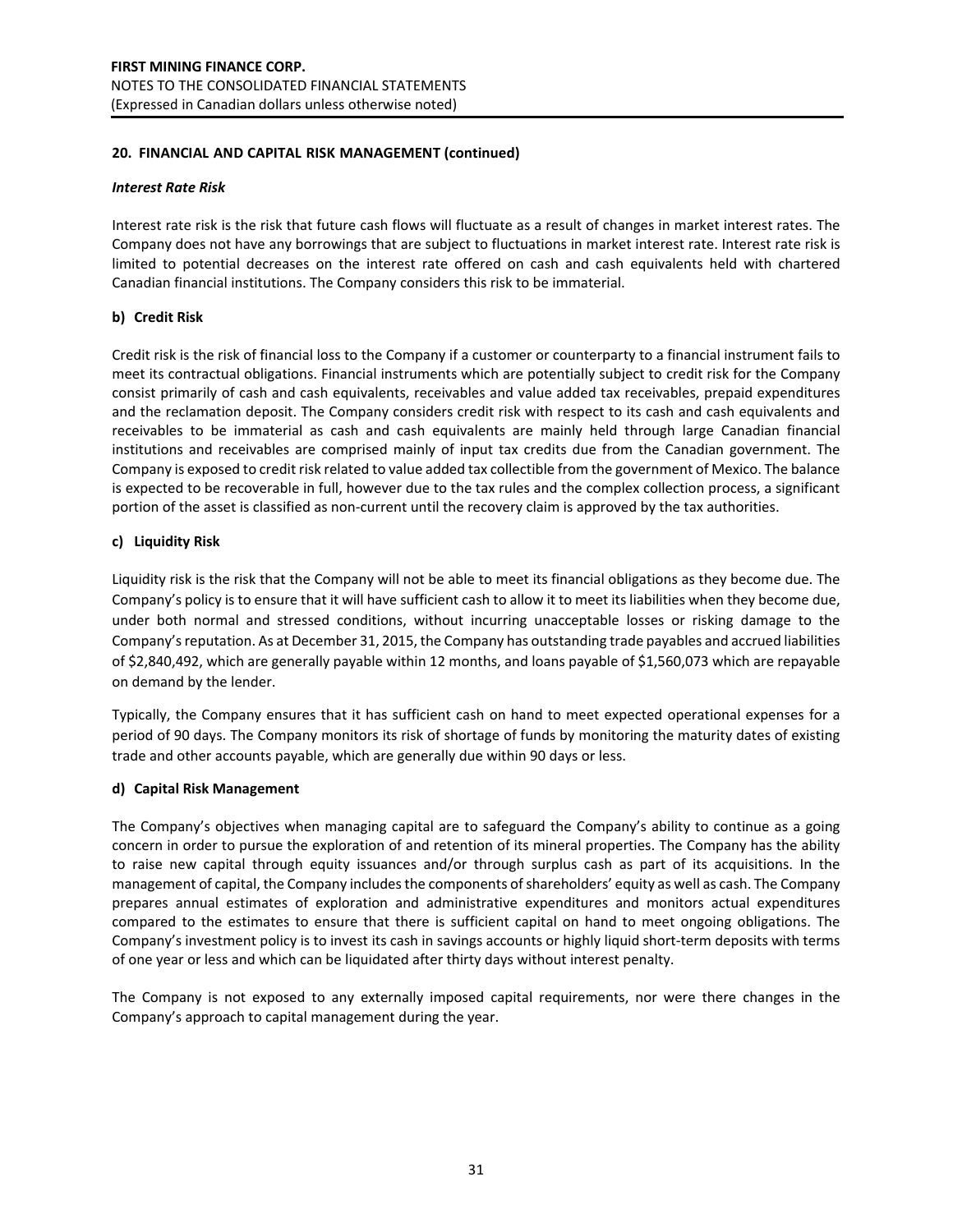## 20. FINANCIAL AND CAPITAL RISK MANAGEMENT (continued)

### *Interest Rate Risk*

Interest rate risk is the risk that future cash flows will fluctuate as a result of changes in market interest rates. The Company does not have any borrowings that are subject to fluctuations in market interest rate. Interest rate risk is limited to potential decreases on the interest rate offered on cash and cash equivalents held with chartered Canadian financial institutions. The Company considers this risk to be immaterial.

### b) Credit Risk

Credit risk is the risk of financial loss to the Company if a customer or counterparty to a financial instrument fails to meet its contractual obligations. Financial instruments which are potentially subject to credit risk for the Company consist primarily of cash and cash equivalents, receivables and value added tax receivables, prepaid expenditures and the reclamation deposit. The Company considers credit risk with respect to its cash and cash equivalents and receivables to be immaterial as cash and cash equivalents are mainly held through large Canadian financial institutions and receivables are comprised mainly of input tax credits due from the Canadian government. The Company is exposed to credit risk related to value added tax collectible from the government of Mexico. The balance is expected to be recoverable in full, however due to the tax rules and the complex collection process, a significant portion of the asset is classified as non-current until the recovery claim is approved by the tax authorities.

### c) Liquidity Risk

Liquidity risk is the risk that the Company will not be able to meet its financial obligations as they become due. The Company's policy is to ensure that it will have sufficient cash to allow it to meet its liabilities when they become due, under both normal and stressed conditions, without incurring unacceptable losses or risking damage to the Company's reputation. As at December 31, 2015, the Company has outstanding trade payables and accrued liabilities of $2,840,492, which are generally payable within 12 months, and loans payable of $1,560,073 which are repayable on demand by the lender.

Typically, the Company ensures that it has sufficient cash on hand to meet expected operational expenses for a period of 90 days. The Company monitors its risk of shortage of funds by monitoring the maturity dates of existing trade and other accounts payable, which are generally due within 90 days or less.

### d) Capital Risk Management

The Company's objectives when managing capital are to safeguard the Company's ability to continue as a going concern in order to pursue the exploration of and retention of its mineral properties. The Company has the ability to raise new capital through equity issuances and/or through surplus cash as part of its acquisitions. In the management of capital, the Company includes the components of shareholders' equity as well as cash. The Company prepares annual estimates of exploration and administrative expenditures and monitors actual expenditures compared to the estimates to ensure that there is sufficient capital on hand to meet ongoing obligations. The Company's investment policy is to invest its cash in savings accounts or highly liquid short-term deposits with terms of one year or less and which can be liquidated after thirty days without interest penalty.

The Company is not exposed to any externally imposed capital requirements, nor were there changes in the Company's approach to capital management during the year.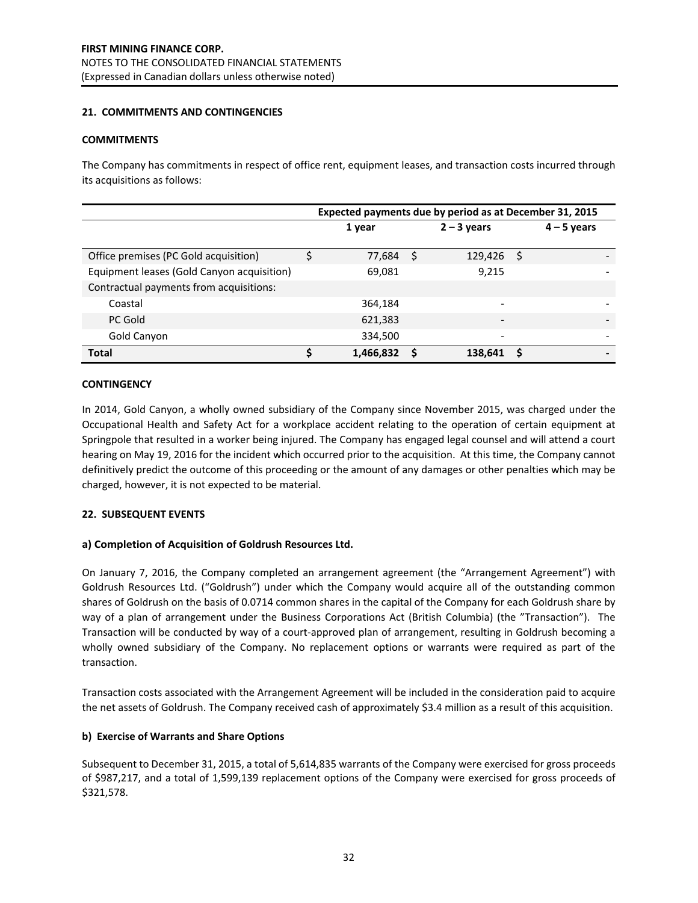## 21. COMMITMENTS AND CONTINGENCIES

### COMMITMENTS

The Company has commitments in respect of office rent, equipment leases, and transaction costs incurred through its acquisitions as follows:

| | Expected payments due by period as at December 31, 2015 | | |
|---|---|---|---|
| | 1 year | 2 – 3 years | 4 – 5 years |
| Office premises (PC Gold acquisition) | $ 77,684 | $ 129,426 | $ - |
| Equipment leases (Gold Canyon acquisition) | 69,081 | 9,215 | - |
| Contractual payments from acquisitions: | | | |
| Coastal | 364,184 | - | - |
| PC Gold | 621,383 | - | - |
| Gold Canyon | 334,500 | - | - |
| **Total** | **$ 1,466,832** | **$ 138,641** | **$ -** |

### CONTINGENCY

In 2014, Gold Canyon, a wholly owned subsidiary of the Company since November 2015, was charged under the Occupational Health and Safety Act for a workplace accident relating to the operation of certain equipment at Springpole that resulted in a worker being injured. The Company has engaged legal counsel and will attend a court hearing on May 19, 2016 for the incident which occurred prior to the acquisition. At this time, the Company cannot definitively predict the outcome of this proceeding or the amount of any damages or other penalties which may be charged, however, it is not expected to be material.

## 22. SUBSEQUENT EVENTS

### a) Completion of Acquisition of Goldrush Resources Ltd.

On January 7, 2016, the Company completed an arrangement agreement (the "Arrangement Agreement") with Goldrush Resources Ltd. ("Goldrush") under which the Company would acquire all of the outstanding common shares of Goldrush on the basis of 0.0714 common shares in the capital of the Company for each Goldrush share by way of a plan of arrangement under the Business Corporations Act (British Columbia) (the "Transaction"). The Transaction will be conducted by way of a court-approved plan of arrangement, resulting in Goldrush becoming a wholly owned subsidiary of the Company. No replacement options or warrants were required as part of the transaction.

Transaction costs associated with the Arrangement Agreement will be included in the consideration paid to acquire the net assets of Goldrush. The Company received cash of approximately $3.4 million as a result of this acquisition.

### b) Exercise of Warrants and Share Options

Subsequent to December 31, 2015, a total of 5,614,835 warrants of the Company were exercised for gross proceeds of $987,217, and a total of 1,599,139 replacement options of the Company were exercised for gross proceeds of $321,578.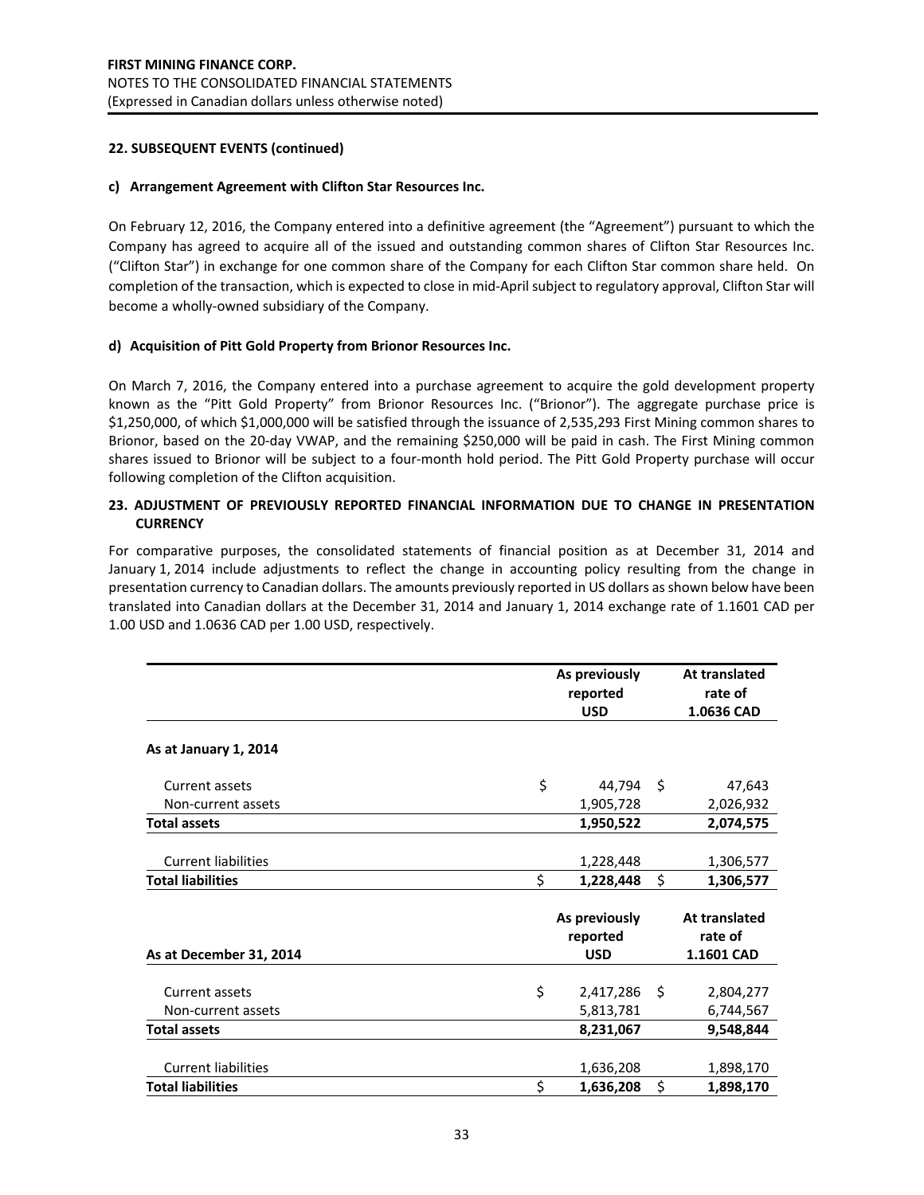**FIRST MINING FINANCE CORP.**
NOTES TO THE CONSOLIDATED FINANCIAL STATEMENTS
(Expressed in Canadian dollars unless otherwise noted)

**22. SUBSEQUENT EVENTS (continued)**

**c) Arrangement Agreement with Clifton Star Resources Inc.**

On February 12, 2016, the Company entered into a definitive agreement (the "Agreement") pursuant to which the Company has agreed to acquire all of the issued and outstanding common shares of Clifton Star Resources Inc. ("Clifton Star") in exchange for one common share of the Company for each Clifton Star common share held. On completion of the transaction, which is expected to close in mid-April subject to regulatory approval, Clifton Star will become a wholly-owned subsidiary of the Company.

**d) Acquisition of Pitt Gold Property from Brionor Resources Inc.**

On March 7, 2016, the Company entered into a purchase agreement to acquire the gold development property known as the "Pitt Gold Property" from Brionor Resources Inc. ("Brionor"). The aggregate purchase price is $1,250,000, of which $1,000,000 will be satisfied through the issuance of 2,535,293 First Mining common shares to Brionor, based on the 20-day VWAP, and the remaining $250,000 will be paid in cash. The First Mining common shares issued to Brionor will be subject to a four-month hold period. The Pitt Gold Property purchase will occur following completion of the Clifton acquisition.

**23. ADJUSTMENT OF PREVIOUSLY REPORTED FINANCIAL INFORMATION DUE TO CHANGE IN PRESENTATION CURRENCY**

For comparative purposes, the consolidated statements of financial position as at December 31, 2014 and January 1, 2014 include adjustments to reflect the change in accounting policy resulting from the change in presentation currency to Canadian dollars. The amounts previously reported in US dollars as shown below have been translated into Canadian dollars at the December 31, 2014 and January 1, 2014 exchange rate of 1.1601 CAD per 1.00 USD and 1.0636 CAD per 1.00 USD, respectively.

| | As previously reported USD | At translated rate of 1.0636 CAD |
|---|---|---|
| **As at January 1, 2014** | | |
| Current assets | $ 44,794 | $ 47,643 |
| Non-current assets | 1,905,728 | 2,026,932 |
| **Total assets** | **1,950,522** | **2,074,575** |
| Current liabilities | 1,228,448 | 1,306,577 |
| **Total liabilities** | **$ 1,228,448** | **$ 1,306,577** |

| **As at December 31, 2014** | As previously reported USD | At translated rate of 1.1601 CAD |
|---|---|---|
| Current assets | $ 2,417,286 | $ 2,804,277 |
| Non-current assets | 5,813,781 | 6,744,567 |
| **Total assets** | **8,231,067** | **9,548,844** |
| Current liabilities | 1,636,208 | 1,898,170 |
| **Total liabilities** | **$ 1,636,208** | **$ 1,898,170** |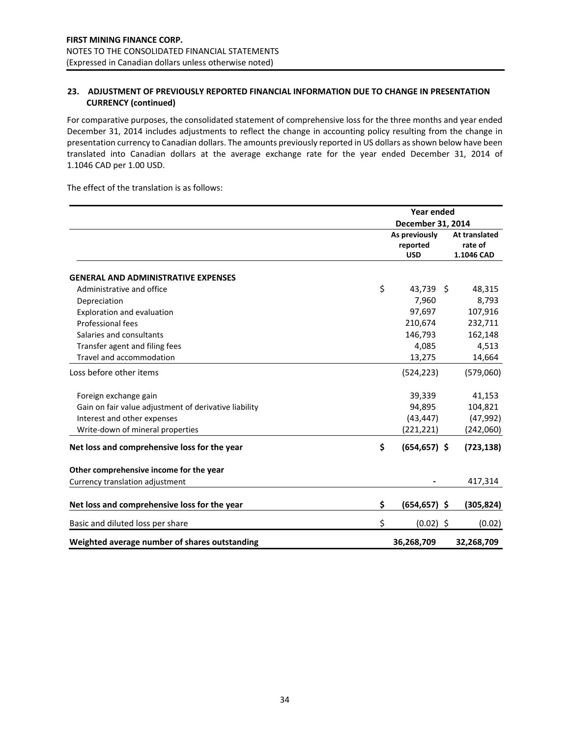FIRST MINING FINANCE CORP.
NOTES TO THE CONSOLIDATED FINANCIAL STATEMENTS
(Expressed in Canadian dollars unless otherwise noted)

## 23. ADJUSTMENT OF PREVIOUSLY REPORTED FINANCIAL INFORMATION DUE TO CHANGE IN PRESENTATION CURRENCY (continued)

For comparative purposes, the consolidated statement of comprehensive loss for the three months and year ended December 31, 2014 includes adjustments to reflect the change in accounting policy resulting from the change in presentation currency to Canadian dollars. The amounts previously reported in US dollars as shown below have been translated into Canadian dollars at the average exchange rate for the year ended December 31, 2014 of 1.1046 CAD per 1.00 USD.

The effect of the translation is as follows:

| | Year ended December 31, 2014 | |
|---|---|---|
| | As previously reported USD | At translated rate of 1.1046 CAD |
| **GENERAL AND ADMINISTRATIVE EXPENSES** | | |
| Administrative and office | $ 43,739 | $ 48,315 |
| Depreciation | 7,960 | 8,793 |
| Exploration and evaluation | 97,697 | 107,916 |
| Professional fees | 210,674 | 232,711 |
| Salaries and consultants | 146,793 | 162,148 |
| Transfer agent and filing fees | 4,085 | 4,513 |
| Travel and accommodation | 13,275 | 14,664 |
| Loss before other items | (524,223) | (579,060) |
| Foreign exchange gain | 39,339 | 41,153 |
| Gain on fair value adjustment of derivative liability | 94,895 | 104,821 |
| Interest and other expenses | (43,447) | (47,992) |
| Write-down of mineral properties | (221,221) | (242,060) |
| **Net loss and comprehensive loss for the year** | **$ (654,657)** | **$ (723,138)** |
| **Other comprehensive income for the year** | | |
| Currency translation adjustment | - | 417,314 |
| **Net loss and comprehensive loss for the year** | **$ (654,657)** | **$ (305,824)** |
| Basic and diluted loss per share | $ (0.02) | $ (0.02) |
| **Weighted average number of shares outstanding** | **36,268,709** | **32,268,709** |